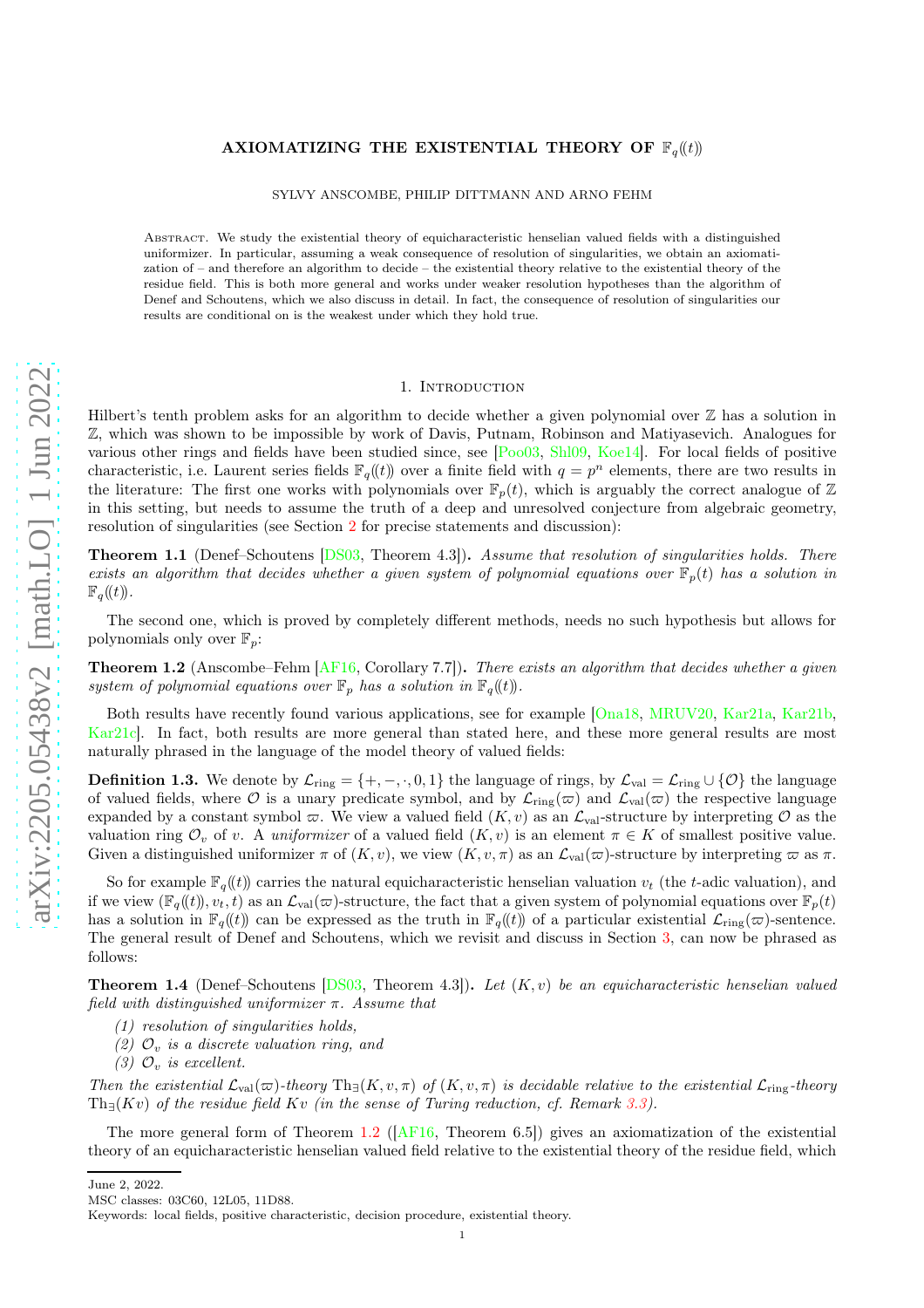# AXIOMATIZING THE EXISTENTIAL THEORY OF $\mathbb{F}_q(\!(t)\!)$

SYLVY ANSCOMBE, PHILIP DITTMANN AND ARNO FEHM

Abstract. We study the existential theory of equicharacteristic henselian valued fields with a distinguished uniformizer. In particular, assuming a weak consequence of resolution of singularities, we obtain an axiomatization of – and therefore an algorithm to decide – the existential theory relative to the existential theory of the residue field. This is both more general and works under weaker resolution hypotheses than the algorithm of Denef and Schoutens, which we also discuss in detail. In fact, the consequence of resolution of singularities our results are conditional on is the weakest under which they hold true.

## 1. Introduction

Hilbert's tenth problem asks for an algorithm to decide whether a given polynomial over $\mathbb{Z}$ has a solution in $\mathbb{Z}$, which was shown to be impossible by work of Davis, Putnam, Robinson and Matiyasevich. Analogues for various other rings and fields have been studied since, see [Poo03, Shl09, Koe14]. For local fields of positive characteristic, i.e. Laurent series fields $\mathbb{F}_q(\!(t)\!)$ over a finite field with $q = p^n$ elements, there are two results in the literature: The first one works with polynomials over $\mathbb{F}_p(t)$, which is arguably the correct analogue of $\mathbb{Z}$ in this setting, but needs to assume the truth of a deep and unresolved conjecture from algebraic geometry, resolution of singularities (see Section 2 for precise statements and discussion):

**Theorem 1.1** (Denef–Schoutens [DS03, Theorem 4.3]). *Assume that resolution of singularities holds. There exists an algorithm that decides whether a given system of polynomial equations over $\mathbb{F}_p(t)$ has a solution in $\mathbb{F}_q(\!(t)\!)$.*

The second one, which is proved by completely different methods, needs no such hypothesis but allows for polynomials only over $\mathbb{F}_p$:

**Theorem 1.2** (Anscombe–Fehm [AF16, Corollary 7.7]). *There exists an algorithm that decides whether a given system of polynomial equations over $\mathbb{F}_p$ has a solution in $\mathbb{F}_q(\!(t)\!)$.*

Both results have recently found various applications, see for example [Ona18, MRUV20, Kar21a, Kar21b, Kar21c]. In fact, both results are more general than stated here, and these more general results are most naturally phrased in the language of the model theory of valued fields:

**Definition 1.3.** We denote by $\mathcal{L}_{\rm ring} = \{+, -, \cdot, 0, 1\}$ the language of rings, by $\mathcal{L}_{\rm val} = \mathcal{L}_{\rm ring} \cup \{\mathcal{O}\}$ the language of valued fields, where $\mathcal{O}$ is a unary predicate symbol, and by $\mathcal{L}_{\rm ring}(\varpi)$ and $\mathcal{L}_{\rm val}(\varpi)$ the respective language expanded by a constant symbol $\varpi$. We view a valued field $(K, v)$ as an $\mathcal{L}_{\rm val}$-structure by interpreting $\mathcal{O}$ as the valuation ring $\mathcal{O}_v$ of $v$. A *uniformizer* of a valued field $(K, v)$ is an element $\pi \in K$ of smallest positive value. Given a distinguished uniformizer $\pi$ of $(K, v)$, we view $(K, v, \pi)$ as an $\mathcal{L}_{\rm val}(\varpi)$-structure by interpreting $\varpi$ as $\pi$.

So for example $\mathbb{F}_q(\!(t)\!)$ carries the natural equicharacteristic henselian valuation $v_t$ (the $t$-adic valuation), and if we view $(\mathbb{F}_q(\!(t)\!), v_t, t)$ as an $\mathcal{L}_{\rm val}(\varpi)$-structure, the fact that a given system of polynomial equations over $\mathbb{F}_p(t)$ has a solution in $\mathbb{F}_q(\!(t)\!)$ can be expressed as the truth in $\mathbb{F}_q(\!(t)\!)$ of a particular existential $\mathcal{L}_{\rm ring}(\varpi)$-sentence. The general result of Denef and Schoutens, which we revisit and discuss in Section 3, can now be phrased as follows:

**Theorem 1.4** (Denef–Schoutens [DS03, Theorem 4.3]). *Let $(K, v)$ be an equicharacteristic henselian valued field with distinguished uniformizer $\pi$. Assume that*

*(1) resolution of singularities holds,*

*(2) $\mathcal{O}_v$ is a discrete valuation ring, and*

*(3) $\mathcal{O}_v$ is excellent.*

*Then the existential $\mathcal{L}_{\rm val}(\varpi)$-theory $\mathrm{Th}_\exists(K, v, \pi)$ of $(K, v, \pi)$ is decidable relative to the existential $\mathcal{L}_{\rm ring}$-theory $\mathrm{Th}_\exists(Kv)$ of the residue field $Kv$ (in the sense of Turing reduction, cf. Remark 3.3).*

The more general form of Theorem 1.2 ([AF16, Theorem 6.5]) gives an axiomatization of the existential theory of an equicharacteristic henselian valued field relative to the existential theory of the residue field, which

June 2, 2022.

MSC classes: 03C60, 12L05, 11D88.

Keywords: local fields, positive characteristic, decision procedure, existential theory.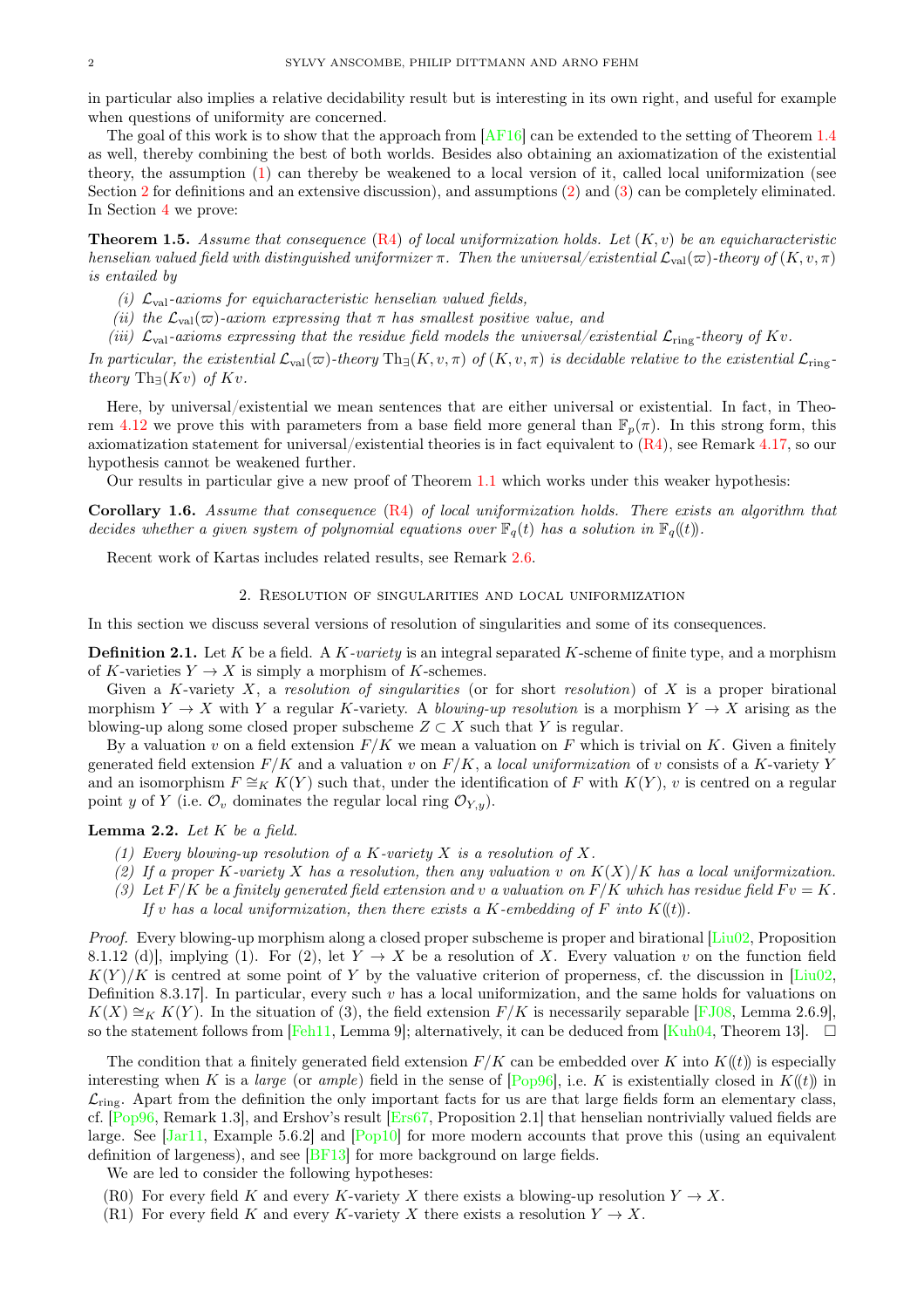in particular also implies a relative decidability result but is interesting in its own right, and useful for example when questions of uniformity are concerned.

The goal of this work is to show that the approach from [AF16] can be extended to the setting of Theorem 1.4 as well, thereby combining the best of both worlds. Besides also obtaining an axiomatization of the existential theory, the assumption (1) can thereby be weakened to a local version of it, called local uniformization (see Section 2 for definitions and an extensive discussion), and assumptions (2) and (3) can be completely eliminated. In Section 4 we prove:

**Theorem 1.5.** *Assume that consequence* (R4) *of local uniformization holds. Let $(K, v)$ be an equicharacteristic henselian valued field with distinguished uniformizer $\pi$. Then the universal/existential $\mathcal{L}_{\rm val}(\varpi)$-theory of $(K, v, \pi)$ is entailed by*

*(i) $\mathcal{L}_{\rm val}$-axioms for equicharacteristic henselian valued fields,*
*(ii) the $\mathcal{L}_{\rm val}(\varpi)$-axiom expressing that $\pi$ has smallest positive value, and*
*(iii) $\mathcal{L}_{\rm val}$-axioms expressing that the residue field models the universal/existential $\mathcal{L}_{\rm ring}$-theory of $Kv$.*

*In particular, the existential $\mathcal{L}_{\rm val}(\varpi)$-theory $\mathrm{Th}_\exists(K, v, \pi)$ of $(K, v, \pi)$ is decidable relative to the existential $\mathcal{L}_{\rm ring}$-theory $\mathrm{Th}_\exists(Kv)$ of $Kv$.*

Here, by universal/existential we mean sentences that are either universal or existential. In fact, in Theorem 4.12 we prove this with parameters from a base field more general than $\mathbb{F}_p(\pi)$. In this strong form, this axiomatization statement for universal/existential theories is in fact equivalent to (R4), see Remark 4.17, so our hypothesis cannot be weakened further.

Our results in particular give a new proof of Theorem 1.1 which works under this weaker hypothesis:

**Corollary 1.6.** *Assume that consequence* (R4) *of local uniformization holds. There exists an algorithm that decides whether a given system of polynomial equations over $\mathbb{F}_q(t)$ has a solution in $\mathbb{F}_q((t))$.*

Recent work of Kartas includes related results, see Remark 2.6.

## 2. Resolution of singularities and local uniformization

In this section we discuss several versions of resolution of singularities and some of its consequences.

**Definition 2.1.** Let $K$ be a field. A *$K$-variety* is an integral separated $K$-scheme of finite type, and a morphism of $K$-varieties $Y \to X$ is simply a morphism of $K$-schemes.

Given a $K$-variety $X$, a *resolution of singularities* (or for short *resolution*) of $X$ is a proper birational morphism $Y \to X$ with $Y$ a regular $K$-variety. A *blowing-up resolution* is a morphism $Y \to X$ arising as the blowing-up along some closed proper subscheme $Z \subset X$ such that $Y$ is regular.

By a valuation $v$ on a field extension $F/K$ we mean a valuation on $F$ which is trivial on $K$. Given a finitely generated field extension $F/K$ and a valuation $v$ on $F/K$, a *local uniformization* of $v$ consists of a $K$-variety $Y$ and an isomorphism $F \cong_K K(Y)$ such that, under the identification of $F$ with $K(Y)$, $v$ is centred on a regular point $y$ of $Y$ (i.e. $\mathcal{O}_v$ dominates the regular local ring $\mathcal{O}_{Y,y}$).

**Lemma 2.2.** *Let $K$ be a field.*

*(1) Every blowing-up resolution of a $K$-variety $X$ is a resolution of $X$.*
*(2) If a proper $K$-variety $X$ has a resolution, then any valuation $v$ on $K(X)/K$ has a local uniformization.*
*(3) Let $F/K$ be a finitely generated field extension and $v$ a valuation on $F/K$ which has residue field $Fv = K$. If $v$ has a local uniformization, then there exists a $K$-embedding of $F$ into $K((t))$.*

*Proof.* Every blowing-up morphism along a closed proper subscheme is proper and birational [Liu02, Proposition 8.1.12 (d)], implying (1). For (2), let $Y \to X$ be a resolution of $X$. Every valuation $v$ on the function field $K(Y)/K$ is centred at some point of $Y$ by the valuative criterion of properness, cf. the discussion in [Liu02, Definition 8.3.17]. In particular, every such $v$ has a local uniformization, and the same holds for valuations on $K(X) \cong_K K(Y)$. In the situation of (3), the field extension $F/K$ is necessarily separable [FJ08, Lemma 2.6.9], so the statement follows from [Feh11, Lemma 9]; alternatively, it can be deduced from [Kuh04, Theorem 13]. □

The condition that a finitely generated field extension $F/K$ can be embedded over $K$ into $K((t))$ is especially interesting when $K$ is a *large* (or *ample*) field in the sense of [Pop96], i.e. $K$ is existentially closed in $K((t))$ in $\mathcal{L}_{\rm ring}$. Apart from the definition the only important facts for us are that large fields form an elementary class, cf. [Pop96, Remark 1.3], and Ershov's result [Ers67, Proposition 2.1] that henselian nontrivially valued fields are large. See [Jar11, Example 5.6.2] and [Pop10] for more modern accounts that prove this (using an equivalent definition of largeness), and see [BF13] for more background on large fields.

We are led to consider the following hypotheses:

(R0) For every field $K$ and every $K$-variety $X$ there exists a blowing-up resolution $Y \to X$.
(R1) For every field $K$ and every $K$-variety $X$ there exists a resolution $Y \to X$.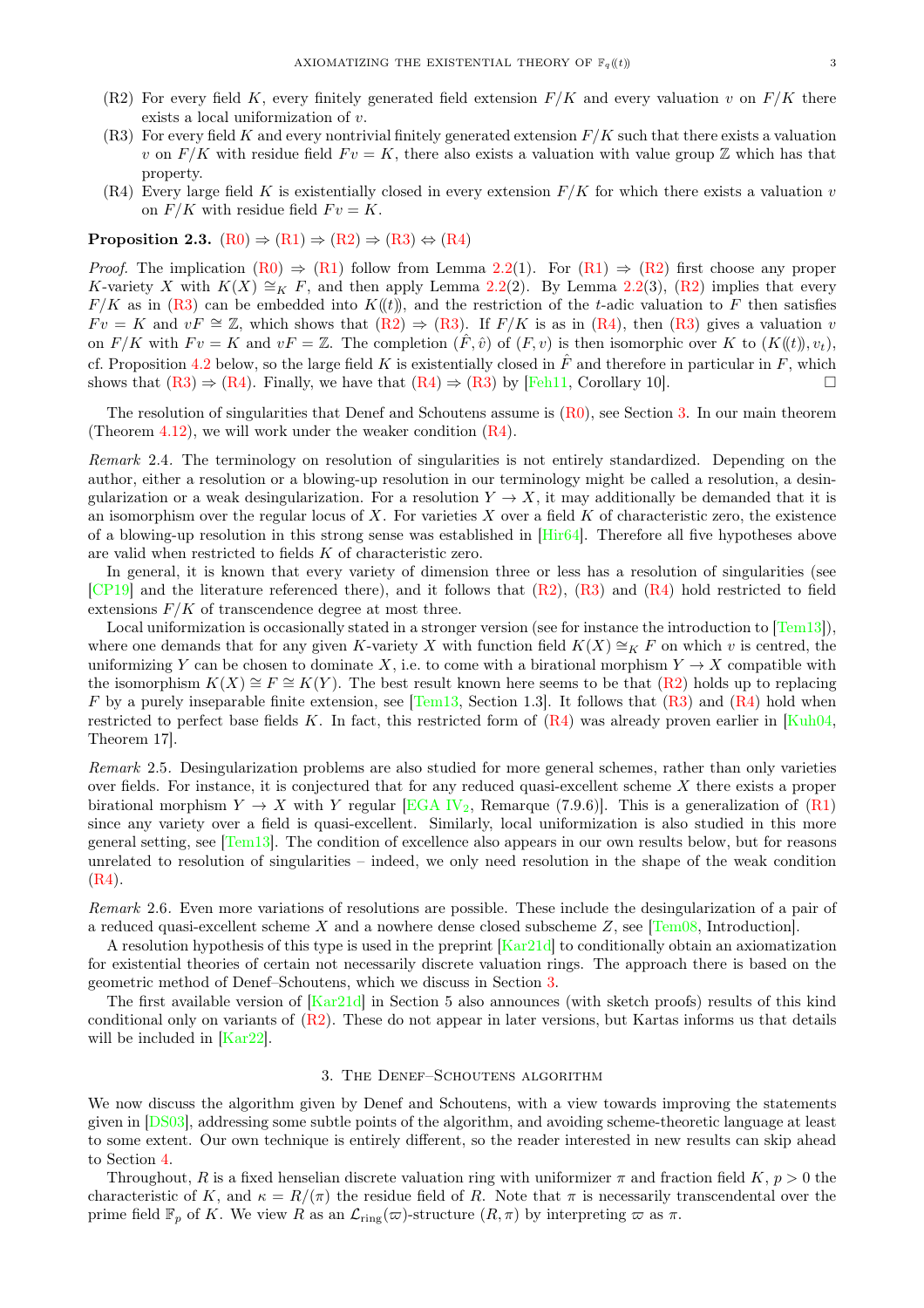(R2) For every field $K$, every finitely generated field extension $F/K$ and every valuation $v$ on $F/K$ there exists a local uniformization of $v$.

(R3) For every field $K$ and every nontrivial finitely generated extension $F/K$ such that there exists a valuation $v$ on $F/K$ with residue field $Fv = K$, there also exists a valuation with value group $\mathbb{Z}$ which has that property.

(R4) Every large field $K$ is existentially closed in every extension $F/K$ for which there exists a valuation $v$ on $F/K$ with residue field $Fv = K$.

**Proposition 2.3.** (R0) ⇒ (R1) ⇒ (R2) ⇒ (R3) ⇔ (R4)

*Proof.* The implication (R0) ⇒ (R1) follow from Lemma 2.2(1). For (R1) ⇒ (R2) first choose any proper $K$-variety $X$ with $K(X) \cong_K F$, and then apply Lemma 2.2(2). By Lemma 2.2(3), (R2) implies that every $F/K$ as in (R3) can be embedded into $K((t))$, and the restriction of the $t$-adic valuation to $F$ then satisfies $Fv = K$ and $vF \cong \mathbb{Z}$, which shows that (R2) ⇒ (R3). If $F/K$ is as in (R4), then (R3) gives a valuation $v$ on $F/K$ with $Fv = K$ and $vF = \mathbb{Z}$. The completion $(\hat{F}, \hat{v})$ of $(F, v)$ is then isomorphic over $K$ to $(K((t)), v_t)$, cf. Proposition 4.2 below, so the large field $K$ is existentially closed in $\hat{F}$ and therefore in particular in $F$, which shows that (R3) ⇒ (R4). Finally, we have that (R4) ⇒ (R3) by [Feh11, Corollary 10]. □

The resolution of singularities that Denef and Schoutens assume is (R0), see Section 3. In our main theorem (Theorem 4.12), we will work under the weaker condition (R4).

*Remark* 2.4. The terminology on resolution of singularities is not entirely standardized. Depending on the author, either a resolution or a blowing-up resolution in our terminology might be called a resolution, a desingularization or a weak desingularization. For a resolution $Y \to X$, it may additionally be demanded that it is an isomorphism over the regular locus of $X$. For varieties $X$ over a field $K$ of characteristic zero, the existence of a blowing-up resolution in this strong sense was established in [Hir64]. Therefore all five hypotheses above are valid when restricted to fields $K$ of characteristic zero.

In general, it is known that every variety of dimension three or less has a resolution of singularities (see [CP19] and the literature referenced there), and it follows that (R2), (R3) and (R4) hold restricted to field extensions $F/K$ of transcendence degree at most three.

Local uniformization is occasionally stated in a stronger version (see for instance the introduction to [Tem13]), where one demands that for any given $K$-variety $X$ with function field $K(X) \cong_K F$ on which $v$ is centred, the uniformizing $Y$ can be chosen to dominate $X$, i.e. to come with a birational morphism $Y \to X$ compatible with the isomorphism $K(X) \cong F \cong K(Y)$. The best result known here seems to be that (R2) holds up to replacing $F$ by a purely inseparable finite extension, see [Tem13, Section 1.3]. It follows that (R3) and (R4) hold when restricted to perfect base fields $K$. In fact, this restricted form of (R4) was already proven earlier in [Kuh04, Theorem 17].

*Remark* 2.5. Desingularization problems are also studied for more general schemes, rather than only varieties over fields. For instance, it is conjectured that for any reduced quasi-excellent scheme $X$ there exists a proper birational morphism $Y \to X$ with $Y$ regular [EGA IV$_2$, Remarque (7.9.6)]. This is a generalization of (R1) since any variety over a field is quasi-excellent. Similarly, local uniformization is also studied in this more general setting, see [Tem13]. The condition of excellence also appears in our own results below, but for reasons unrelated to resolution of singularities – indeed, we only need resolution in the shape of the weak condition (R4).

*Remark* 2.6. Even more variations of resolutions are possible. These include the desingularization of a pair of a reduced quasi-excellent scheme $X$ and a nowhere dense closed subscheme $Z$, see [Tem08, Introduction].

A resolution hypothesis of this type is used in the preprint [Kar21d] to conditionally obtain an axiomatization for existential theories of certain not necessarily discrete valuation rings. The approach there is based on the geometric method of Denef–Schoutens, which we discuss in Section 3.

The first available version of [Kar21d] in Section 5 also announces (with sketch proofs) results of this kind conditional only on variants of (R2). These do not appear in later versions, but Kartas informs us that details will be included in [Kar22].

## 3. The Denef–Schoutens algorithm

We now discuss the algorithm given by Denef and Schoutens, with a view towards improving the statements given in [DS03], addressing some subtle points of the algorithm, and avoiding scheme-theoretic language at least to some extent. Our own technique is entirely different, so the reader interested in new results can skip ahead to Section 4.

Throughout, $R$ is a fixed henselian discrete valuation ring with uniformizer $\pi$ and fraction field $K$, $p > 0$ the characteristic of $K$, and $\kappa = R/(\pi)$ the residue field of $R$. Note that $\pi$ is necessarily transcendental over the prime field $\mathbb{F}_p$ of $K$. We view $R$ as an $\mathcal{L}_{\text{ring}}(\varpi)$-structure $(R, \pi)$ by interpreting $\varpi$ as $\pi$.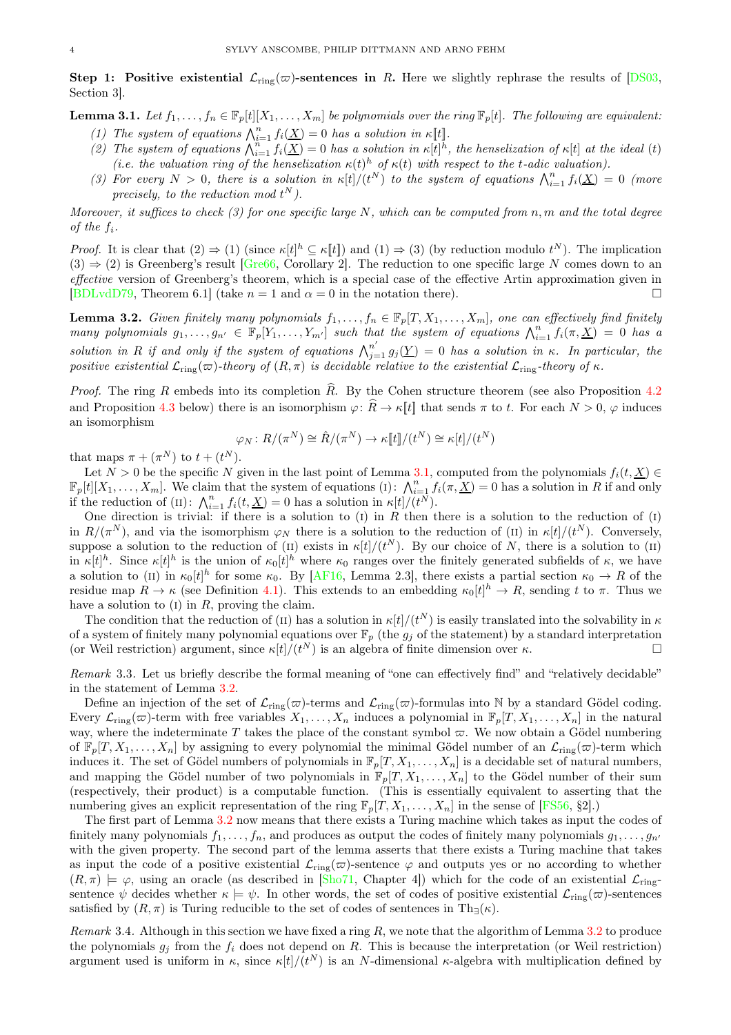**Step 1: Positive existential $\mathcal{L}_{\rm ring}(\varpi)$-sentences in $R$.** Here we slightly rephrase the results of [DS03, Section 3].

**Lemma 3.1.** *Let $f_1,\dots,f_n \in \mathbb{F}_p[t][X_1,\dots,X_m]$ be polynomials over the ring $\mathbb{F}_p[t]$. The following are equivalent:*

1. *The system of equations $\bigwedge_{i=1}^n f_i(\underline{X}) = 0$ has a solution in $\kappa[\![t]\!]$.*
2. *The system of equations $\bigwedge_{i=1}^n f_i(\underline{X}) = 0$ has a solution in $\kappa[t]^h$, the henselization of $\kappa[t]$ at the ideal $(t)$ (i.e. the valuation ring of the henselization $\kappa(t)^h$ of $\kappa(t)$ with respect to the $t$-adic valuation).*
3. *For every $N > 0$, there is a solution in $\kappa[t]/(t^N)$ to the system of equations $\bigwedge_{i=1}^n f_i(\underline{X}) = 0$ (more precisely, to the reduction mod $t^N$).*

*Moreover, it suffices to check (3) for one specific large $N$, which can be computed from $n, m$ and the total degree of the $f_i$.*

*Proof.* It is clear that (2) $\Rightarrow$ (1) (since $\kappa[t]^h \subseteq \kappa[\![t]\!]$) and (1) $\Rightarrow$ (3) (by reduction modulo $t^N$). The implication (3) $\Rightarrow$ (2) is Greenberg's result [Gre66, Corollary 2]. The reduction to one specific large $N$ comes down to an *effective* version of Greenberg's theorem, which is a special case of the effective Artin approximation given in [BDLvdD79, Theorem 6.1] (take $n = 1$ and $\alpha = 0$ in the notation there). □

**Lemma 3.2.** *Given finitely many polynomials $f_1,\dots,f_n \in \mathbb{F}_p[T, X_1,\dots,X_m]$, one can effectively find finitely many polynomials $g_1,\dots,g_{n'} \in \mathbb{F}_p[Y_1,\dots,Y_{m'}]$ such that the system of equations $\bigwedge_{i=1}^n f_i(\pi,\underline{X}) = 0$ has a solution in $R$ if and only if the system of equations $\bigwedge_{j=1}^{n'} g_j(\underline{Y}) = 0$ has a solution in $\kappa$. In particular, the positive existential $\mathcal{L}_{\rm ring}(\varpi)$-theory of $(R,\pi)$ is decidable relative to the existential $\mathcal{L}_{\rm ring}$-theory of $\kappa$.*

*Proof.* The ring $R$ embeds into its completion $\widehat{R}$. By the Cohen structure theorem (see also Proposition 4.2 and Proposition 4.3 below) there is an isomorphism $\varphi\colon \widehat{R} \to \kappa[\![t]\!]$ that sends $\pi$ to $t$. For each $N > 0$, $\varphi$ induces an isomorphism

$$\varphi_N\colon R/(\pi^N) \cong \hat{R}/(\pi^N) \to \kappa[\![t]\!]/(t^N) \cong \kappa[t]/(t^N)$$

that maps $\pi + (\pi^N)$ to $t + (t^N)$.

Let $N > 0$ be the specific $N$ given in the last point of Lemma 3.1, computed from the polynomials $f_i(t,\underline{X}) \in \mathbb{F}_p[t][X_1,\dots,X_m]$. We claim that the system of equations (I): $\bigwedge_{i=1}^n f_i(\pi,\underline{X}) = 0$ has a solution in $R$ if and only if the reduction of (II): $\bigwedge_{i=1}^n f_i(t,\underline{X}) = 0$ has a solution in $\kappa[t]/(t^N)$.

One direction is trivial: if there is a solution to (I) in $R$ then there is a solution to the reduction of (I) in $R/(\pi^N)$, and via the isomorphism $\varphi_N$ there is a solution to the reduction of (II) in $\kappa[t]/(t^N)$. Conversely, suppose a solution to the reduction of (II) exists in $\kappa[t]/(t^N)$. By our choice of $N$, there is a solution to (II) in $\kappa[t]^h$. Since $\kappa[t]^h$ is the union of $\kappa_0[t]^h$ where $\kappa_0$ ranges over the finitely generated subfields of $\kappa$, we have a solution to (II) in $\kappa_0[t]^h$ for some $\kappa_0$. By [AF16, Lemma 2.3], there exists a partial section $\kappa_0 \to R$ of the residue map $R \to \kappa$ (see Definition 4.1). This extends to an embedding $\kappa_0[t]^h \to R$, sending $t$ to $\pi$. Thus we have a solution to (I) in $R$, proving the claim.

The condition that the reduction of (II) has a solution in $\kappa[t]/(t^N)$ is easily translated into the solvability in $\kappa$ of a system of finitely many polynomial equations over $\mathbb{F}_p$ (the $g_j$ of the statement) by a standard interpretation (or Weil restriction) argument, since $\kappa[t]/(t^N)$ is an algebra of finite dimension over $\kappa$. □

*Remark* 3.3. Let us briefly describe the formal meaning of "one can effectively find" and "relatively decidable" in the statement of Lemma 3.2.

Define an injection of the set of $\mathcal{L}_{\rm ring}(\varpi)$-terms and $\mathcal{L}_{\rm ring}(\varpi)$-formulas into $\mathbb{N}$ by a standard Gödel coding. Every $\mathcal{L}_{\rm ring}(\varpi)$-term with free variables $X_1,\dots,X_n$ induces a polynomial in $\mathbb{F}_p[T, X_1,\dots,X_n]$ in the natural way, where the indeterminate $T$ takes the place of the constant symbol $\varpi$. We now obtain a Gödel numbering of $\mathbb{F}_p[T, X_1,\dots,X_n]$ by assigning to every polynomial the minimal Gödel number of an $\mathcal{L}_{\rm ring}(\varpi)$-term which induces it. The set of Gödel numbers of polynomials in $\mathbb{F}_p[T, X_1,\dots,X_n]$ is a decidable set of natural numbers, and mapping the Gödel number of two polynomials in $\mathbb{F}_p[T, X_1,\dots,X_n]$ to the Gödel number of their sum (respectively, their product) is a computable function. (This is essentially equivalent to asserting that the numbering gives an explicit representation of the ring $\mathbb{F}_p[T, X_1,\dots,X_n]$ in the sense of [FS56, §2].)

The first part of Lemma 3.2 now means that there exists a Turing machine which takes as input the codes of finitely many polynomials $f_1,\dots,f_n$, and produces as output the codes of finitely many polynomials $g_1,\dots,g_{n'}$ with the given property. The second part of the lemma asserts that there exists a Turing machine that takes as input the code of a positive existential $\mathcal{L}_{\rm ring}(\varpi)$-sentence $\varphi$ and outputs yes or no according to whether $(R,\pi) \models \varphi$, using an oracle (as described in [Sho71, Chapter 4]) which for the code of an existential $\mathcal{L}_{\rm ring}$-sentence $\psi$ decides whether $\kappa \models \psi$. In other words, the set of codes of positive existential $\mathcal{L}_{\rm ring}(\varpi)$-sentences satisfied by $(R,\pi)$ is Turing reducible to the set of codes of sentences in $\mathrm{Th}_\exists(\kappa)$.

*Remark* 3.4. Although in this section we have fixed a ring $R$, we note that the algorithm of Lemma 3.2 to produce the polynomials $g_j$ from the $f_i$ does not depend on $R$. This is because the interpretation (or Weil restriction) argument used is uniform in $\kappa$, since $\kappa[t]/(t^N)$ is an $N$-dimensional $\kappa$-algebra with multiplication defined by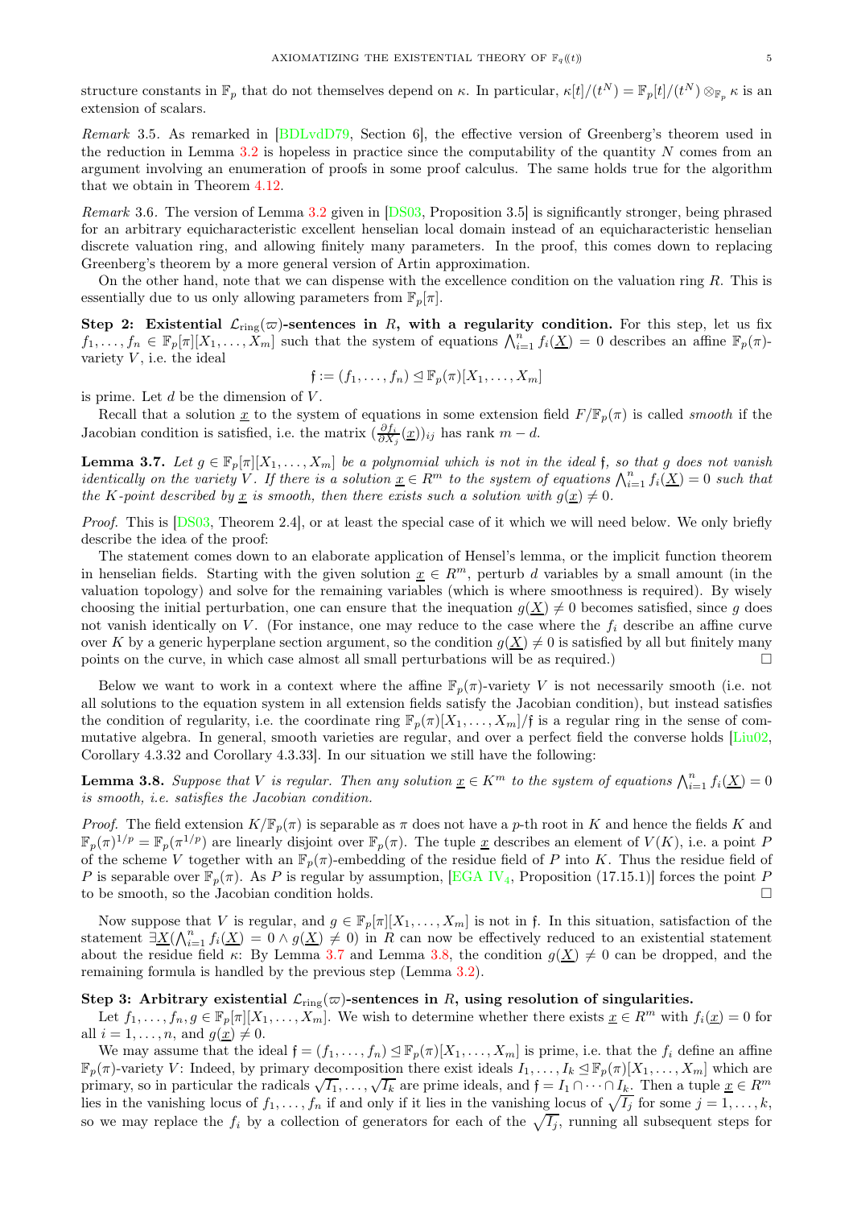structure constants in $\mathbb{F}_p$ that do not themselves depend on $\kappa$. In particular, $\kappa[t]/(t^N) = \mathbb{F}_p[t]/(t^N) \otimes_{\mathbb{F}_p} \kappa$ is an extension of scalars.

*Remark* 3.5. As remarked in [BDLvdD79, Section 6], the effective version of Greenberg's theorem used in the reduction in Lemma 3.2 is hopeless in practice since the computability of the quantity $N$ comes from an argument involving an enumeration of proofs in some proof calculus. The same holds true for the algorithm that we obtain in Theorem 4.12.

*Remark* 3.6. The version of Lemma 3.2 given in [DS03, Proposition 3.5] is significantly stronger, being phrased for an arbitrary equicharacteristic excellent henselian local domain instead of an equicharacteristic henselian discrete valuation ring, and allowing finitely many parameters. In the proof, this comes down to replacing Greenberg's theorem by a more general version of Artin approximation.

On the other hand, note that we can dispense with the excellence condition on the valuation ring $R$. This is essentially due to us only allowing parameters from $\mathbb{F}_p[\pi]$.

**Step 2: Existential $\mathcal{L}_{\mathrm{ring}}(\varpi)$-sentences in $R$, with a regularity condition.** For this step, let us fix $f_1, \ldots, f_n \in \mathbb{F}_p[\pi][X_1, \ldots, X_m]$ such that the system of equations $\bigwedge_{i=1}^n f_i(\underline{X}) = 0$ describes an affine $\mathbb{F}_p(\pi)$-variety $V$, i.e. the ideal

$$\mathfrak{f} := (f_1, \ldots, f_n) \trianglelefteq \mathbb{F}_p(\pi)[X_1, \ldots, X_m]$$

is prime. Let $d$ be the dimension of $V$.

Recall that a solution $\underline{x}$ to the system of equations in some extension field $F/\mathbb{F}_p(\pi)$ is called *smooth* if the Jacobian condition is satisfied, i.e. the matrix $(\frac{\partial f_i}{\partial X_j}(\underline{x}))_{ij}$ has rank $m - d$.

**Lemma 3.7.** *Let $g \in \mathbb{F}_p[\pi][X_1, \ldots, X_m]$ be a polynomial which is not in the ideal $\mathfrak{f}$, so that $g$ does not vanish identically on the variety $V$. If there is a solution $\underline{x} \in R^m$ to the system of equations $\bigwedge_{i=1}^n f_i(\underline{X}) = 0$ such that the $K$-point described by $\underline{x}$ is smooth, then there exists such a solution with $g(\underline{x}) \neq 0$.*

*Proof.* This is [DS03, Theorem 2.4], or at least the special case of it which we will need below. We only briefly describe the idea of the proof:

The statement comes down to an elaborate application of Hensel's lemma, or the implicit function theorem in henselian fields. Starting with the given solution $\underline{x} \in R^m$, perturb $d$ variables by a small amount (in the valuation topology) and solve for the remaining variables (which is where smoothness is required). By wisely choosing the initial perturbation, one can ensure that the inequation $g(\underline{X}) \neq 0$ becomes satisfied, since $g$ does not vanish identically on $V$. (For instance, one may reduce to the case where the $f_i$ describe an affine curve over $K$ by a generic hyperplane section argument, so the condition $g(\underline{X}) \neq 0$ is satisfied by all but finitely many points on the curve, in which case almost all small perturbations will be as required.) □

Below we want to work in a context where the affine $\mathbb{F}_p(\pi)$-variety $V$ is not necessarily smooth (i.e. not all solutions to the equation system in all extension fields satisfy the Jacobian condition), but instead satisfies the condition of regularity, i.e. the coordinate ring $\mathbb{F}_p(\pi)[X_1, \ldots, X_m]/\mathfrak{f}$ is a regular ring in the sense of commutative algebra. In general, smooth varieties are regular, and over a perfect field the converse holds [Liu02, Corollary 4.3.32 and Corollary 4.3.33]. In our situation we still have the following:

**Lemma 3.8.** *Suppose that $V$ is regular. Then any solution $\underline{x} \in K^m$ to the system of equations $\bigwedge_{i=1}^n f_i(\underline{X}) = 0$ is smooth, i.e. satisfies the Jacobian condition.*

*Proof.* The field extension $K/\mathbb{F}_p(\pi)$ is separable as $\pi$ does not have a $p$-th root in $K$ and hence the fields $K$ and $\mathbb{F}_p(\pi)^{1/p} = \mathbb{F}_p(\pi^{1/p})$ are linearly disjoint over $\mathbb{F}_p(\pi)$. The tuple $\underline{x}$ describes an element of $V(K)$, i.e. a point $P$ of the scheme $V$ together with an $\mathbb{F}_p(\pi)$-embedding of the residue field of $P$ into $K$. Thus the residue field of $P$ is separable over $\mathbb{F}_p(\pi)$. As $P$ is regular by assumption, [EGA IV$_4$, Proposition (17.15.1)] forces the point $P$ to be smooth, so the Jacobian condition holds. □

Now suppose that $V$ is regular, and $g \in \mathbb{F}_p[\pi][X_1, \ldots, X_m]$ is not in $\mathfrak{f}$. In this situation, satisfaction of the statement $\exists \underline{X}(\bigwedge_{i=1}^n f_i(\underline{X}) = 0 \wedge g(\underline{X}) \neq 0)$ in $R$ can now be effectively reduced to an existential statement about the residue field $\kappa$: By Lemma 3.7 and Lemma 3.8, the condition $g(\underline{X}) \neq 0$ can be dropped, and the remaining formula is handled by the previous step (Lemma 3.2).

**Step 3: Arbitrary existential $\mathcal{L}_{\mathrm{ring}}(\varpi)$-sentences in $R$, using resolution of singularities.**

Let $f_1, \ldots, f_n, g \in \mathbb{F}_p[\pi][X_1, \ldots, X_m]$. We wish to determine whether there exists $\underline{x} \in R^m$ with $f_i(\underline{x}) = 0$ for all $i = 1, \ldots, n$, and $g(\underline{x}) \neq 0$.

We may assume that the ideal $\mathfrak{f} = (f_1, \ldots, f_n) \trianglelefteq \mathbb{F}_p(\pi)[X_1, \ldots, X_m]$ is prime, i.e. that the $f_i$ define an affine $\mathbb{F}_p(\pi)$-variety $V$: Indeed, by primary decomposition there exist ideals $I_1, \ldots, I_k \trianglelefteq \mathbb{F}_p(\pi)[X_1, \ldots, X_m]$ which are primary, so in particular the radicals $\sqrt{I_1}, \ldots, \sqrt{I_k}$ are prime ideals, and $\mathfrak{f} = I_1 \cap \cdots \cap I_k$. Then a tuple $\underline{x} \in R^m$ lies in the vanishing locus of $f_1, \ldots, f_n$ if and only if it lies in the vanishing locus of $\sqrt{I_j}$ for some $j = 1, \ldots, k$, so we may replace the $f_i$ by a collection of generators for each of the $\sqrt{I_j}$, running all subsequent steps for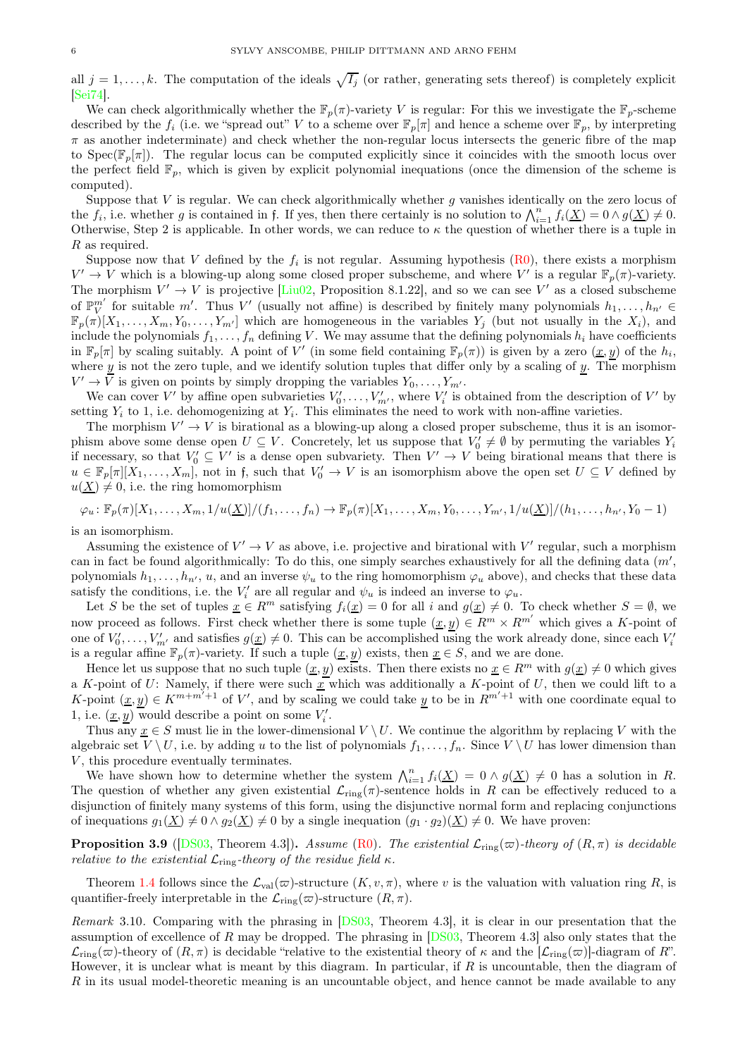all $j = 1, \dots, k$. The computation of the ideals $\sqrt{I_j}$ (or rather, generating sets thereof) is completely explicit [Sei74].

We can check algorithmically whether the $\mathbb{F}_p(\pi)$-variety $V$ is regular: For this we investigate the $\mathbb{F}_p$-scheme described by the $f_i$ (i.e. we "spread out" $V$ to a scheme over $\mathbb{F}_p[\pi]$ and hence a scheme over $\mathbb{F}_p$, by interpreting $\pi$ as another indeterminate) and check whether the non-regular locus intersects the generic fibre of the map to $\mathrm{Spec}(\mathbb{F}_p[\pi])$. The regular locus can be computed explicitly since it coincides with the smooth locus over the perfect field $\mathbb{F}_p$, which is given by explicit polynomial inequations (once the dimension of the scheme is computed).

Suppose that $V$ is regular. We can check algorithmically whether $g$ vanishes identically on the zero locus of the $f_i$, i.e. whether $g$ is contained in $\mathfrak{f}$. If yes, then there certainly is no solution to $\bigwedge_{i=1}^n f_i(\underline{X}) = 0 \wedge g(\underline{X}) \neq 0$. Otherwise, Step 2 is applicable. In other words, we can reduce to $\kappa$ the question of whether there is a tuple in $R$ as required.

Suppose now that $V$ defined by the $f_i$ is not regular. Assuming hypothesis (R0), there exists a morphism $V' \to V$ which is a blowing-up along some closed proper subscheme, and where $V'$ is a regular $\mathbb{F}_p(\pi)$-variety. The morphism $V' \to V$ is projective [Liu02, Proposition 8.1.22], and so we can see $V'$ as a closed subscheme of $\mathbb{P}_V^{m'}$ for suitable $m'$. Thus $V'$ (usually not affine) is described by finitely many polynomials $h_1, \dots, h_{n'} \in \mathbb{F}_p(\pi)[X_1, \dots, X_m, Y_0, \dots, Y_{m'}]$ which are homogeneous in the variables $Y_j$ (but not usually in the $X_i$), and include the polynomials $f_1, \dots, f_n$ defining $V$. We may assume that the defining polynomials $h_i$ have coefficients in $\mathbb{F}_p[\pi]$ by scaling suitably. A point of $V'$ (in some field containing $\mathbb{F}_p(\pi)$) is given by a zero $(\underline{x}, \underline{y})$ of the $h_i$, where $\underline{y}$ is not the zero tuple, and we identify solution tuples that differ only by a scaling of $\underline{y}$. The morphism $V' \to V$ is given on points by simply dropping the variables $Y_0, \dots, Y_{m'}$.

We can cover $V'$ by affine open subvarieties $V'_0, \dots, V'_{m'}$, where $V'_i$ is obtained from the description of $V'$ by setting $Y_i$ to 1, i.e. dehomogenizing at $Y_i$. This eliminates the need to work with non-affine varieties.

The morphism $V' \to V$ is birational as a blowing-up along a closed proper subscheme, thus it is an isomorphism above some dense open $U \subseteq V$. Concretely, let us suppose that $V'_0 \neq \emptyset$ by permuting the variables $Y_i$ if necessary, so that $V'_0 \subseteq V'$ is a dense open subvariety. Then $V' \to V$ being birational means that there is $u \in \mathbb{F}_p[\pi][X_1, \dots, X_m]$, not in $\mathfrak{f}$, such that $V'_0 \to V$ is an isomorphism above the open set $U \subseteq V$ defined by $u(\underline{X}) \neq 0$, i.e. the ring homomorphism

$$\varphi_u \colon \mathbb{F}_p(\pi)[X_1, \dots, X_m, 1/u(\underline{X})]/(f_1, \dots, f_n) \to \mathbb{F}_p(\pi)[X_1, \dots, X_m, Y_0, \dots, Y_{m'}, 1/u(\underline{X})]/(h_1, \dots, h_{n'}, Y_0 - 1)$$

is an isomorphism.

Assuming the existence of $V' \to V$ as above, i.e. projective and birational with $V'$ regular, such a morphism can in fact be found algorithmically: To do this, one simply searches exhaustively for all the defining data ($m'$, polynomials $h_1, \dots, h_{n'}$, $u$, and an inverse $\psi_u$ to the ring homomorphism $\varphi_u$ above), and checks that these data satisfy the conditions, i.e. the $V'_i$ are all regular and $\psi_u$ is indeed an inverse to $\varphi_u$.

Let $S$ be the set of tuples $\underline{x} \in R^m$ satisfying $f_i(\underline{x}) = 0$ for all $i$ and $g(\underline{x}) \neq 0$. To check whether $S = \emptyset$, we now proceed as follows. First check whether there is some tuple $(\underline{x}, \underline{y}) \in R^m \times R^{m'}$ which gives a $K$-point of one of $V'_0, \dots, V'_{m'}$ and satisfies $g(\underline{x}) \neq 0$. This can be accomplished using the work already done, since each $V'_i$ is a regular affine $\mathbb{F}_p(\pi)$-variety. If such a tuple $(\underline{x}, \underline{y})$ exists, then $\underline{x} \in S$, and we are done.

Hence let us suppose that no such tuple $(\underline{x}, \underline{y})$ exists. Then there exists no $\underline{x} \in R^m$ with $g(\underline{x}) \neq 0$ which gives a $K$-point of $U$: Namely, if there were such $\underline{x}$ which was additionally a $K$-point of $U$, then we could lift to a $K$-point $(\underline{x}, \underline{y}) \in K^{m+m'+1}$ of $V'$, and by scaling we could take $\underline{y}$ to be in $R^{m'+1}$ with one coordinate equal to 1, i.e. $(\underline{x}, \underline{y})$ would describe a point on some $V'_i$.

Thus any $\underline{x} \in S$ must lie in the lower-dimensional $V \setminus U$. We continue the algorithm by replacing $V$ with the algebraic set $V \setminus U$, i.e. by adding $u$ to the list of polynomials $f_1, \dots, f_n$. Since $V \setminus U$ has lower dimension than $V$, this procedure eventually terminates.

We have shown how to determine whether the system $\bigwedge_{i=1}^n f_i(\underline{X}) = 0 \wedge g(\underline{X}) \neq 0$ has a solution in $R$. The question of whether any given existential $\mathcal{L}_{\mathrm{ring}}(\pi)$-sentence holds in $R$ can be effectively reduced to a disjunction of finitely many systems of this form, using the disjunctive normal form and replacing conjunctions of inequations $g_1(\underline{X}) \neq 0 \wedge g_2(\underline{X}) \neq 0$ by a single inequation $(g_1 \cdot g_2)(\underline{X}) \neq 0$. We have proven:

**Proposition 3.9** ([DS03, Theorem 4.3])**.** *Assume* (R0)*. The existential $\mathcal{L}_{\mathrm{ring}}(\varpi)$-theory of $(R, \pi)$ is decidable relative to the existential $\mathcal{L}_{\mathrm{ring}}$-theory of the residue field $\kappa$.*

Theorem 1.4 follows since the $\mathcal{L}_{\mathrm{val}}(\varpi)$-structure $(K, v, \pi)$, where $v$ is the valuation with valuation ring $R$, is quantifier-freely interpretable in the $\mathcal{L}_{\mathrm{ring}}(\varpi)$-structure $(R, \pi)$.

*Remark* 3.10. Comparing with the phrasing in [DS03, Theorem 4.3], it is clear in our presentation that the assumption of excellence of $R$ may be dropped. The phrasing in [DS03, Theorem 4.3] also only states that the $\mathcal{L}_{\mathrm{ring}}(\varpi)$-theory of $(R, \pi)$ is decidable "relative to the existential theory of $\kappa$ and the $[\mathcal{L}_{\mathrm{ring}}(\varpi)]$-diagram of $R$". However, it is unclear what is meant by this diagram. In particular, if $R$ is uncountable, then the diagram of $R$ in its usual model-theoretic meaning is an uncountable object, and hence cannot be made available to any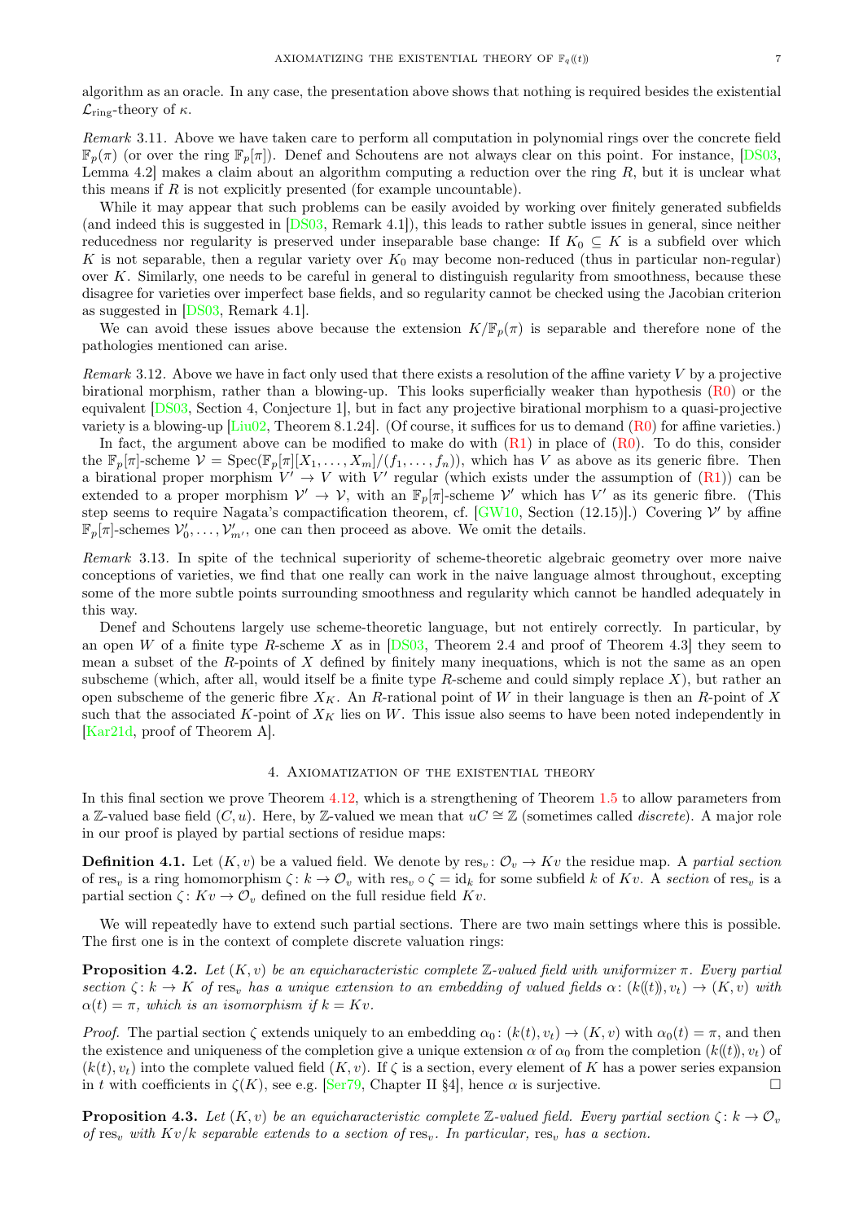algorithm as an oracle. In any case, the presentation above shows that nothing is required besides the existential $\mathcal{L}_{\mathrm{ring}}$-theory of $\kappa$.

*Remark* 3.11. Above we have taken care to perform all computation in polynomial rings over the concrete field $\mathbb{F}_p(\pi)$ (or over the ring $\mathbb{F}_p[\pi]$). Denef and Schoutens are not always clear on this point. For instance, [DS03, Lemma 4.2] makes a claim about an algorithm computing a reduction over the ring $R$, but it is unclear what this means if $R$ is not explicitly presented (for example uncountable).

While it may appear that such problems can be easily avoided by working over finitely generated subfields (and indeed this is suggested in [DS03, Remark 4.1]), this leads to rather subtle issues in general, since neither reducedness nor regularity is preserved under inseparable base change: If $K_0 \subseteq K$ is a subfield over which $K$ is not separable, then a regular variety over $K_0$ may become non-reduced (thus in particular non-regular) over $K$. Similarly, one needs to be careful in general to distinguish regularity from smoothness, because these disagree for varieties over imperfect base fields, and so regularity cannot be checked using the Jacobian criterion as suggested in [DS03, Remark 4.1].

We can avoid these issues above because the extension $K/\mathbb{F}_p(\pi)$ is separable and therefore none of the pathologies mentioned can arise.

*Remark* 3.12. Above we have in fact only used that there exists a resolution of the affine variety $V$ by a projective birational morphism, rather than a blowing-up. This looks superficially weaker than hypothesis (R0) or the equivalent [DS03, Section 4, Conjecture 1], but in fact any projective birational morphism to a quasi-projective variety is a blowing-up [Liu02, Theorem 8.1.24]. (Of course, it suffices for us to demand (R0) for affine varieties.)

In fact, the argument above can be modified to make do with (R1) in place of (R0). To do this, consider the $\mathbb{F}_p[\pi]$-scheme $\mathcal{V} = \mathrm{Spec}(\mathbb{F}_p[\pi][X_1, \dots, X_m]/(f_1, \dots, f_n))$, which has $V$ as above as its generic fibre. Then a birational proper morphism $V' \to V$ with $V'$ regular (which exists under the assumption of (R1)) can be extended to a proper morphism $\mathcal{V}' \to \mathcal{V}$, with an $\mathbb{F}_p[\pi]$-scheme $\mathcal{V}'$ which has $V'$ as its generic fibre. (This step seems to require Nagata's compactification theorem, cf. [GW10, Section (12.15)].) Covering $\mathcal{V}'$ by affine $\mathbb{F}_p[\pi]$-schemes $\mathcal{V}'_0, \dots, \mathcal{V}'_{m'}$, one can then proceed as above. We omit the details.

*Remark* 3.13. In spite of the technical superiority of scheme-theoretic algebraic geometry over more naive conceptions of varieties, we find that one really can work in the naive language almost throughout, excepting some of the more subtle points surrounding smoothness and regularity which cannot be handled adequately in this way.

Denef and Schoutens largely use scheme-theoretic language, but not entirely correctly. In particular, by an open $W$ of a finite type $R$-scheme $X$ as in [DS03, Theorem 2.4 and proof of Theorem 4.3] they seem to mean a subset of the $R$-points of $X$ defined by finitely many inequations, which is not the same as an open subscheme (which, after all, would itself be a finite type $R$-scheme and could simply replace $X$), but rather an open subscheme of the generic fibre $X_K$. An $R$-rational point of $W$ in their language is then an $R$-point of $X$ such that the associated $K$-point of $X_K$ lies on $W$. This issue also seems to have been noted independently in [Kar21d, proof of Theorem A].

## 4. Axiomatization of the existential theory

In this final section we prove Theorem 4.12, which is a strengthening of Theorem 1.5 to allow parameters from a $\mathbb{Z}$-valued base field $(C, u)$. Here, by $\mathbb{Z}$-valued we mean that $uC \cong \mathbb{Z}$ (sometimes called *discrete*). A major role in our proof is played by partial sections of residue maps:

**Definition 4.1.** Let $(K, v)$ be a valued field. We denote by $\mathrm{res}_v \colon \mathcal{O}_v \to Kv$ the residue map. A *partial section* of $\mathrm{res}_v$ is a ring homomorphism $\zeta \colon k \to \mathcal{O}_v$ with $\mathrm{res}_v \circ \zeta = \mathrm{id}_k$ for some subfield $k$ of $Kv$. A *section* of $\mathrm{res}_v$ is a partial section $\zeta \colon Kv \to \mathcal{O}_v$ defined on the full residue field $Kv$.

We will repeatedly have to extend such partial sections. There are two main settings where this is possible. The first one is in the context of complete discrete valuation rings:

**Proposition 4.2.** *Let $(K, v)$ be an equicharacteristic complete $\mathbb{Z}$-valued field with uniformizer $\pi$. Every partial section $\zeta \colon k \to K$ of $\mathrm{res}_v$ has a unique extension to an embedding of valued fields $\alpha \colon (k((t)), v_t) \to (K, v)$ with $\alpha(t) = \pi$, which is an isomorphism if $k = Kv$.*

*Proof.* The partial section $\zeta$ extends uniquely to an embedding $\alpha_0 \colon (k(t), v_t) \to (K, v)$ with $\alpha_0(t) = \pi$, and then the existence and uniqueness of the completion give a unique extension $\alpha$ of $\alpha_0$ from the completion $(k((t)), v_t)$ of $(k(t), v_t)$ into the complete valued field $(K, v)$. If $\zeta$ is a section, every element of $K$ has a power series expansion in $t$ with coefficients in $\zeta(K)$, see e.g. [Ser79, Chapter II §4], hence $\alpha$ is surjective. □

**Proposition 4.3.** *Let $(K, v)$ be an equicharacteristic complete $\mathbb{Z}$-valued field. Every partial section $\zeta \colon k \to \mathcal{O}_v$ of $\mathrm{res}_v$ with $Kv/k$ separable extends to a section of $\mathrm{res}_v$. In particular, $\mathrm{res}_v$ has a section.*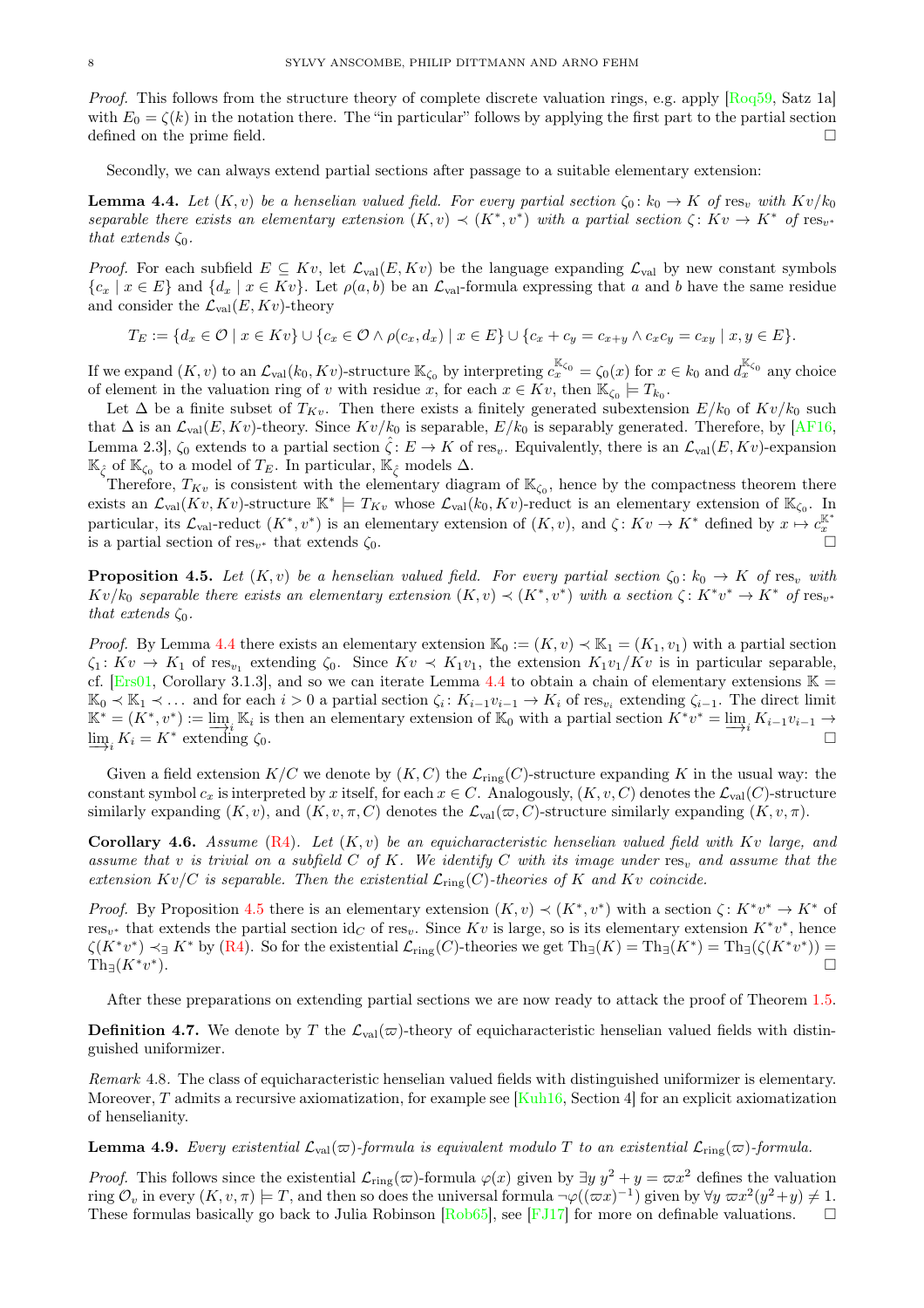*Proof.* This follows from the structure theory of complete discrete valuation rings, e.g. apply [Roq59, Satz 1a] with $E_0 = \zeta(k)$ in the notation there. The "in particular" follows by applying the first part to the partial section defined on the prime field. □

Secondly, we can always extend partial sections after passage to a suitable elementary extension:

**Lemma 4.4.** *Let $(K, v)$ be a henselian valued field. For every partial section $\zeta_0 \colon k_0 \to K$ of $\mathrm{res}_v$ with $Kv/k_0$ separable there exists an elementary extension $(K, v) \prec (K^*, v^*)$ with a partial section $\zeta \colon Kv \to K^*$ of $\mathrm{res}_{v^*}$ that extends $\zeta_0$.*

*Proof.* For each subfield $E \subseteq Kv$, let $\mathcal{L}_{\mathrm{val}}(E, Kv)$ be the language expanding $\mathcal{L}_{\mathrm{val}}$ by new constant symbols $\{c_x \mid x \in E\}$ and $\{d_x \mid x \in Kv\}$. Let $\rho(a, b)$ be an $\mathcal{L}_{\mathrm{val}}$-formula expressing that $a$ and $b$ have the same residue and consider the $\mathcal{L}_{\mathrm{val}}(E, Kv)$-theory

$$T_E := \{d_x \in \mathcal{O} \mid x \in Kv\} \cup \{c_x \in \mathcal{O} \wedge \rho(c_x, d_x) \mid x \in E\} \cup \{c_x + c_y = c_{x+y} \wedge c_x c_y = c_{xy} \mid x, y \in E\}.$$

If we expand $(K, v)$ to an $\mathcal{L}_{\mathrm{val}}(k_0, Kv)$-structure $\mathbb{K}_{\zeta_0}$ by interpreting $c_x^{\mathbb{K}_{\zeta_0}} = \zeta_0(x)$ for $x \in k_0$ and $d_x^{\mathbb{K}_{\zeta_0}}$ any choice of element in the valuation ring of $v$ with residue $x$, for each $x \in Kv$, then $\mathbb{K}_{\zeta_0} \models T_{k_0}$.

Let $\Delta$ be a finite subset of $T_{Kv}$. Then there exists a finitely generated subextension $E/k_0$ of $Kv/k_0$ such that $\Delta$ is an $\mathcal{L}_{\mathrm{val}}(E, Kv)$-theory. Since $Kv/k_0$ is separable, $E/k_0$ is separably generated. Therefore, by [AF16, Lemma 2.3], $\zeta_0$ extends to a partial section $\hat{\zeta} \colon E \to K$ of $\mathrm{res}_v$. Equivalently, there is an $\mathcal{L}_{\mathrm{val}}(E, Kv)$-expansion $\mathbb{K}_{\hat{\zeta}}$ of $\mathbb{K}_{\zeta_0}$ to a model of $T_E$. In particular, $\mathbb{K}_{\hat{\zeta}}$ models $\Delta$.

Therefore, $T_{Kv}$ is consistent with the elementary diagram of $\mathbb{K}_{\zeta_0}$, hence by the compactness theorem there exists an $\mathcal{L}_{\mathrm{val}}(Kv, Kv)$-structure $\mathbb{K}^* \models T_{Kv}$ whose $\mathcal{L}_{\mathrm{val}}(k_0, Kv)$-reduct is an elementary extension of $\mathbb{K}_{\zeta_0}$. In particular, its $\mathcal{L}_{\mathrm{val}}$-reduct $(K^*, v^*)$ is an elementary extension of $(K, v)$, and $\zeta \colon Kv \to K^*$ defined by $x \mapsto c_x^{\mathbb{K}^*}$ is a partial section of $\mathrm{res}_{v^*}$ that extends $\zeta_0$. □

**Proposition 4.5.** *Let $(K, v)$ be a henselian valued field. For every partial section $\zeta_0 \colon k_0 \to K$ of $\mathrm{res}_v$ with $Kv/k_0$ separable there exists an elementary extension $(K, v) \prec (K^*, v^*)$ with a section $\zeta \colon K^*v^* \to K^*$ of $\mathrm{res}_{v^*}$ that extends $\zeta_0$.*

*Proof.* By Lemma 4.4 there exists an elementary extension $\mathbb{K}_0 := (K, v) \prec \mathbb{K}_1 = (K_1, v_1)$ with a partial section $\zeta_1 \colon Kv \to K_1$ of $\mathrm{res}_{v_1}$ extending $\zeta_0$. Since $Kv \prec K_1v_1$, the extension $K_1v_1/Kv$ is in particular separable, cf. [Ers01, Corollary 3.1.3], and so we can iterate Lemma 4.4 to obtain a chain of elementary extensions $\mathbb{K} = \mathbb{K}_0 \prec \mathbb{K}_1 \prec \dots$ and for each $i > 0$ a partial section $\zeta_i \colon K_{i-1}v_{i-1} \to K_i$ of $\mathrm{res}_{v_i}$ extending $\zeta_{i-1}$. The direct limit $\mathbb{K}^* = (K^*, v^*) := \varinjlim_i \mathbb{K}_i$ is then an elementary extension of $\mathbb{K}_0$ with a partial section $K^*v^* = \varinjlim_i K_{i-1}v_{i-1} \to \varinjlim_i K_i = K^*$ extending $\zeta_0$. □

Given a field extension $K/C$ we denote by $(K, C)$ the $\mathcal{L}_{\mathrm{ring}}(C)$-structure expanding $K$ in the usual way: the constant symbol $c_x$ is interpreted by $x$ itself, for each $x \in C$. Analogously, $(K, v, C)$ denotes the $\mathcal{L}_{\mathrm{val}}(C)$-structure similarly expanding $(K, v)$, and $(K, v, \pi, C)$ denotes the $\mathcal{L}_{\mathrm{val}}(\varpi, C)$-structure similarly expanding $(K, v, \pi)$.

**Corollary 4.6.** *Assume* (R4)*. Let $(K, v)$ be an equicharacteristic henselian valued field with $Kv$ large, and assume that $v$ is trivial on a subfield $C$ of $K$. We identify $C$ with its image under $\mathrm{res}_v$ and assume that the extension $Kv/C$ is separable. Then the existential $\mathcal{L}_{\mathrm{ring}}(C)$-theories of $K$ and $Kv$ coincide.*

*Proof.* By Proposition 4.5 there is an elementary extension $(K, v) \prec (K^*, v^*)$ with a section $\zeta \colon K^*v^* \to K^*$ of $\mathrm{res}_{v^*}$ that extends the partial section $\mathrm{id}_C$ of $\mathrm{res}_v$. Since $Kv$ is large, so is its elementary extension $K^*v^*$, hence $\zeta(K^*v^*) \prec_\exists K^*$ by (R4). So for the existential $\mathcal{L}_{\mathrm{ring}}(C)$-theories we get $\mathrm{Th}_\exists(K) = \mathrm{Th}_\exists(K^*) = \mathrm{Th}_\exists(\zeta(K^*v^*)) = \mathrm{Th}_\exists(K^*v^*)$. □

After these preparations on extending partial sections we are now ready to attack the proof of Theorem 1.5.

**Definition 4.7.** We denote by $T$ the $\mathcal{L}_{\mathrm{val}}(\varpi)$-theory of equicharacteristic henselian valued fields with distinguished uniformizer.

*Remark* 4.8. The class of equicharacteristic henselian valued fields with distinguished uniformizer is elementary. Moreover, $T$ admits a recursive axiomatization, for example see [Kuh16, Section 4] for an explicit axiomatization of henselianity.

**Lemma 4.9.** *Every existential $\mathcal{L}_{\mathrm{val}}(\varpi)$-formula is equivalent modulo $T$ to an existential $\mathcal{L}_{\mathrm{ring}}(\varpi)$-formula.*

*Proof.* This follows since the existential $\mathcal{L}_{\mathrm{ring}}(\varpi)$-formula $\varphi(x)$ given by $\exists y\ y^2 + y = \varpi x^2$ defines the valuation ring $\mathcal{O}_v$ in every $(K, v, \pi) \models T$, and then so does the universal formula $\neg\varphi((\varpi x)^{-1})$ given by $\forall y\ \varpi x^2(y^2 + y) \neq 1$. These formulas basically go back to Julia Robinson [Rob65], see [FJ17] for more on definable valuations. □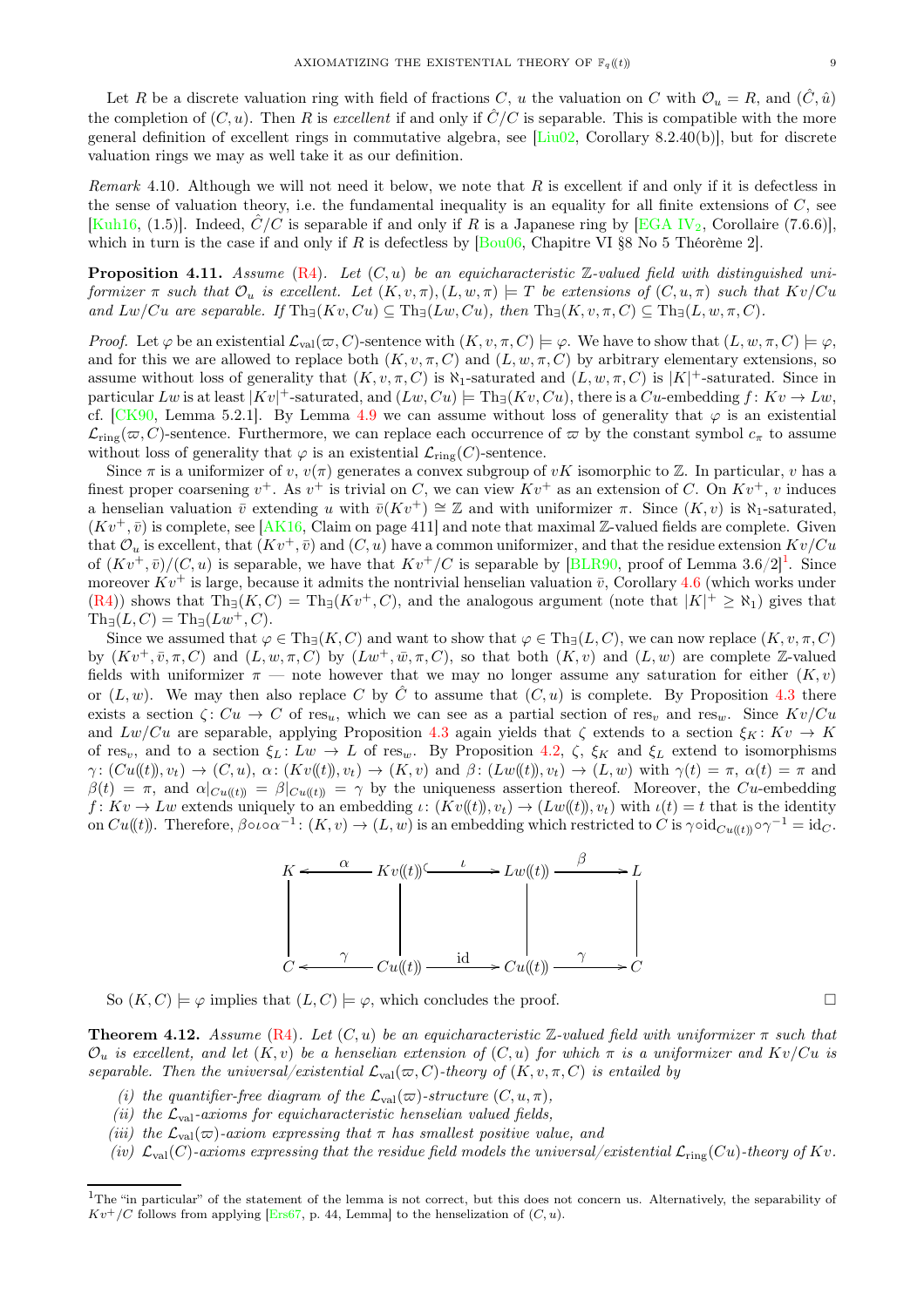Let $R$ be a discrete valuation ring with field of fractions $C$, $u$ the valuation on $C$ with $\mathcal{O}_u = R$, and $(\hat{C}, \hat{u})$ the completion of $(C, u)$. Then $R$ is *excellent* if and only if $\hat{C}/C$ is separable. This is compatible with the more general definition of excellent rings in commutative algebra, see [Liu02, Corollary 8.2.40(b)], but for discrete valuation rings we may as well take it as our definition.

*Remark* 4.10. Although we will not need it below, we note that $R$ is excellent if and only if it is defectless in the sense of valuation theory, i.e. the fundamental inequality is an equality for all finite extensions of $C$, see [Kuh16, (1.5)]. Indeed, $\hat{C}/C$ is separable if and only if $R$ is a Japanese ring by [EGA IV$_2$, Corollaire (7.6.6)], which in turn is the case if and only if $R$ is defectless by [Bou06, Chapitre VI §8 No 5 Théorème 2].

**Proposition 4.11.** *Assume* (R4). *Let $(C, u)$ be an equicharacteristic $\mathbb{Z}$-valued field with distinguished uniformizer $\pi$ such that $\mathcal{O}_u$ is excellent. Let $(K, v, \pi), (L, w, \pi) \models T$ be extensions of $(C, u, \pi)$ such that $Kv/Cu$ and $Lw/Cu$ are separable. If $\mathrm{Th}_\exists(Kv, Cu) \subseteq \mathrm{Th}_\exists(Lw, Cu)$, then $\mathrm{Th}_\exists(K, v, \pi, C) \subseteq \mathrm{Th}_\exists(L, w, \pi, C)$.*

*Proof.* Let $\varphi$ be an existential $\mathcal{L}_{\mathrm{val}}(\varpi, C)$-sentence with $(K, v, \pi, C) \models \varphi$. We have to show that $(L, w, \pi, C) \models \varphi$, and for this we are allowed to replace both $(K, v, \pi, C)$ and $(L, w, \pi, C)$ by arbitrary elementary extensions, so assume without loss of generality that $(K, v, \pi, C)$ is $\aleph_1$-saturated and $(L, w, \pi, C)$ is $|K|^+$-saturated. Since in particular $Lw$ is at least $|Kv|^+$-saturated, and $(Lw, Cu) \models \mathrm{Th}_\exists(Kv, Cu)$, there is a $Cu$-embedding $f\colon Kv \to Lw$, cf. [CK90, Lemma 5.2.1]. By Lemma 4.9 we can assume without loss of generality that $\varphi$ is an existential $\mathcal{L}_{\mathrm{ring}}(\varpi, C)$-sentence. Furthermore, we can replace each occurrence of $\varpi$ by the constant symbol $c_\pi$ to assume without loss of generality that $\varphi$ is an existential $\mathcal{L}_{\mathrm{ring}}(C)$-sentence.

Since $\pi$ is a uniformizer of $v$, $v(\pi)$ generates a convex subgroup of $vK$ isomorphic to $\mathbb{Z}$. In particular, $v$ has a finest proper coarsening $v^+$. As $v^+$ is trivial on $C$, we can view $Kv^+$ as an extension of $C$. On $Kv^+$, $v$ induces a henselian valuation $\bar{v}$ extending $u$ with $\bar{v}(Kv^+) \cong \mathbb{Z}$ and with uniformizer $\pi$. Since $(K, v)$ is $\aleph_1$-saturated, $(Kv^+, \bar{v})$ is complete, see [AK16, Claim on page 411] and note that maximal $\mathbb{Z}$-valued fields are complete. Given that $\mathcal{O}_u$ is excellent, that $(Kv^+, \bar{v})$ and $(C, u)$ have a common uniformizer, and that the residue extension $Kv/Cu$ of $(Kv^+, \bar{v})/(C, u)$ is separable, we have that $Kv^+/C$ is separable by [BLR90, proof of Lemma 3.6/2][1]. Since moreover $Kv^+$ is large, because it admits the nontrivial henselian valuation $\bar{v}$, Corollary 4.6 (which works under (R4)) shows that $\mathrm{Th}_\exists(K, C) = \mathrm{Th}_\exists(Kv^+, C)$, and the analogous argument (note that $|K|^+ \geq \aleph_1$) gives that $\mathrm{Th}_\exists(L, C) = \mathrm{Th}_\exists(Lw^+, C)$.

Since we assumed that $\varphi \in \mathrm{Th}_\exists(K, C)$ and want to show that $\varphi \in \mathrm{Th}_\exists(L, C)$, we can now replace $(K, v, \pi, C)$ by $(Kv^+, \bar{v}, \pi, C)$ and $(L, w, \pi, C)$ by $(Lw^+, \bar{w}, \pi, C)$, so that both $(K, v)$ and $(L, w)$ are complete $\mathbb{Z}$-valued fields with uniformizer $\pi$ — note however that we may no longer assume any saturation for either $(K, v)$ or $(L, w)$. We may then also replace $C$ by $\hat{C}$ to assume that $(C, u)$ is complete. By Proposition 4.3 there exists a section $\zeta\colon Cu \to C$ of $\mathrm{res}_u$, which we can see as a partial section of $\mathrm{res}_v$ and $\mathrm{res}_w$. Since $Kv/Cu$ and $Lw/Cu$ are separable, applying Proposition 4.3 again yields that $\zeta$ extends to a section $\xi_K\colon Kv \to K$ of $\mathrm{res}_v$, and to a section $\xi_L\colon Lw \to L$ of $\mathrm{res}_w$. By Proposition 4.2, $\zeta$, $\xi_K$ and $\xi_L$ extend to isomorphisms $\gamma\colon (Cu((t)), v_t) \to (C, u)$, $\alpha\colon (Kv((t)), v_t) \to (K, v)$ and $\beta\colon (Lw((t)), v_t) \to (L, w)$ with $\gamma(t) = \pi$, $\alpha(t) = \pi$ and $\beta(t) = \pi$, and $\alpha|_{Cu((t))} = \beta|_{Cu((t))} = \gamma$ by the uniqueness assertion thereof. Moreover, the $Cu$-embedding $f\colon Kv \to Lw$ extends uniquely to an embedding $\iota\colon (Kv((t)), v_t) \to (Lw((t)), v_t)$ with $\iota(t) = t$ that is the identity on $Cu((t))$. Therefore, $\beta \circ \iota \circ \alpha^{-1}\colon (K, v) \to (L, w)$ is an embedding which restricted to $C$ is $\gamma \circ \mathrm{id}_{Cu((t))} \circ \gamma^{-1} = \mathrm{id}_C$.

$$
\begin{array}{ccccccc}
K & \xleftarrow{\ \alpha\ } & Kv((t)) & \xhookrightarrow{\ \iota\ } & Lw((t)) & \xrightarrow{\ \beta\ } & L \\
| & & | & & | & & | \\
C & \xleftarrow{\ \gamma\ } & Cu((t)) & \xrightarrow{\ \mathrm{id}\ } & Cu((t)) & \xrightarrow{\ \gamma\ } & C
\end{array}
$$

So $(K, C) \models \varphi$ implies that $(L, C) \models \varphi$, which concludes the proof. $\square$

**Theorem 4.12.** *Assume* (R4). *Let $(C, u)$ be an equicharacteristic $\mathbb{Z}$-valued field with uniformizer $\pi$ such that $\mathcal{O}_u$ is excellent, and let $(K, v)$ be a henselian extension of $(C, u)$ for which $\pi$ is a uniformizer and $Kv/Cu$ is separable. Then the universal/existential $\mathcal{L}_{\mathrm{val}}(\varpi, C)$-theory of $(K, v, \pi, C)$ is entailed by*

*(i) the quantifier-free diagram of the $\mathcal{L}_{\mathrm{val}}(\varpi)$-structure $(C, u, \pi)$,*
*(ii) the $\mathcal{L}_{\mathrm{val}}$-axioms for equicharacteristic henselian valued fields,*
*(iii) the $\mathcal{L}_{\mathrm{val}}(\varpi)$-axiom expressing that $\pi$ has smallest positive value, and*
*(iv) $\mathcal{L}_{\mathrm{val}}(C)$-axioms expressing that the residue field models the universal/existential $\mathcal{L}_{\mathrm{ring}}(Cu)$-theory of $Kv$.*

[1] The "in particular" of the statement of the lemma is not correct, but this does not concern us. Alternatively, the separability of $Kv^+/C$ follows from applying [Ers67, p. 44, Lemma] to the henselization of $(C, u)$.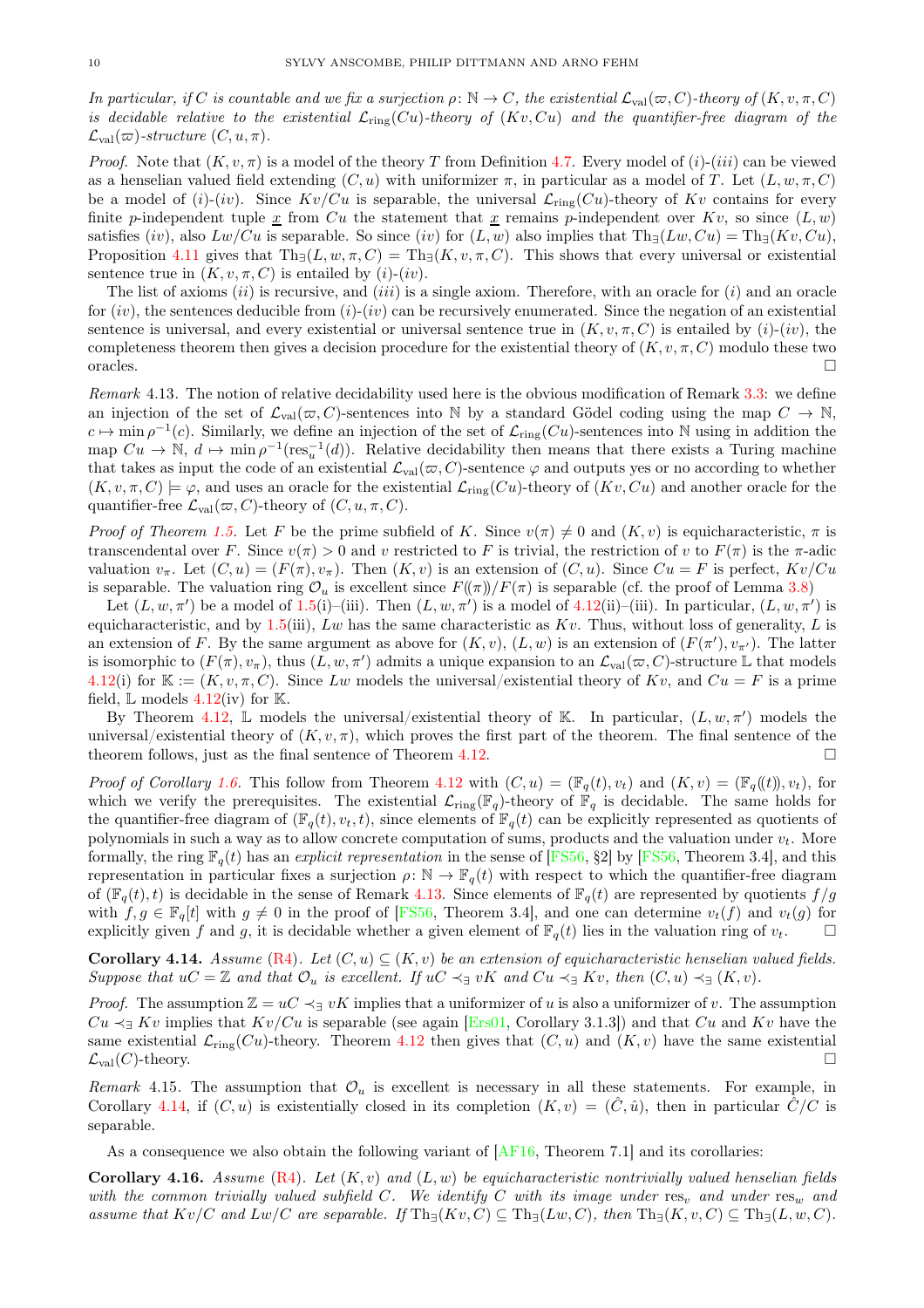*In particular, if $C$ is countable and we fix a surjection $\rho\colon \mathbb{N} \to C$, the existential $\mathcal{L}_{\mathrm{val}}(\varpi, C)$-theory of $(K, v, \pi, C)$ is decidable relative to the existential $\mathcal{L}_{\mathrm{ring}}(Cu)$-theory of $(Kv, Cu)$ and the quantifier-free diagram of the $\mathcal{L}_{\mathrm{val}}(\varpi)$-structure $(C, u, \pi)$.*

*Proof.* Note that $(K, v, \pi)$ is a model of the theory $T$ from Definition 4.7. Every model of $(i)$-$(iii)$ can be viewed as a henselian valued field extending $(C, u)$ with uniformizer $\pi$, in particular as a model of $T$. Let $(L, w, \pi, C)$ be a model of $(i)$-$(iv)$. Since $Kv/Cu$ is separable, the universal $\mathcal{L}_{\mathrm{ring}}(Cu)$-theory of $Kv$ contains for every finite $p$-independent tuple $\underline{x}$ from $Cu$ the statement that $\underline{x}$ remains $p$-independent over $Kv$, so since $(L, w)$ satisfies $(iv)$, also $Lw/Cu$ is separable. So since $(iv)$ for $(L, w)$ also implies that $\mathrm{Th}_\exists(Lw, Cu) = \mathrm{Th}_\exists(Kv, Cu)$, Proposition 4.11 gives that $\mathrm{Th}_\exists(L, w, \pi, C) = \mathrm{Th}_\exists(K, v, \pi, C)$. This shows that every universal or existential sentence true in $(K, v, \pi, C)$ is entailed by $(i)$-$(iv)$.

The list of axioms $(ii)$ is recursive, and $(iii)$ is a single axiom. Therefore, with an oracle for $(i)$ and an oracle for $(iv)$, the sentences deducible from $(i)$-$(iv)$ can be recursively enumerated. Since the negation of an existential sentence is universal, and every existential or universal sentence true in $(K, v, \pi, C)$ is entailed by $(i)$-$(iv)$, the completeness theorem then gives a decision procedure for the existential theory of $(K, v, \pi, C)$ modulo these two oracles. □

*Remark* 4.13. The notion of relative decidability used here is the obvious modification of Remark 3.3: we define an injection of the set of $\mathcal{L}_{\mathrm{val}}(\varpi, C)$-sentences into $\mathbb{N}$ by a standard Gödel coding using the map $C \to \mathbb{N}$, $c \mapsto \min \rho^{-1}(c)$. Similarly, we define an injection of the set of $\mathcal{L}_{\mathrm{ring}}(Cu)$-sentences into $\mathbb{N}$ using in addition the map $Cu \to \mathbb{N}$, $d \mapsto \min \rho^{-1}(\mathrm{res}_u^{-1}(d))$. Relative decidability then means that there exists a Turing machine that takes as input the code of an existential $\mathcal{L}_{\mathrm{val}}(\varpi, C)$-sentence $\varphi$ and outputs yes or no according to whether $(K, v, \pi, C) \models \varphi$, and uses an oracle for the existential $\mathcal{L}_{\mathrm{ring}}(Cu)$-theory of $(Kv, Cu)$ and another oracle for the quantifier-free $\mathcal{L}_{\mathrm{val}}(\varpi, C)$-theory of $(C, u, \pi, C)$.

*Proof of Theorem 1.5.* Let $F$ be the prime subfield of $K$. Since $v(\pi) \neq 0$ and $(K, v)$ is equicharacteristic, $\pi$ is transcendental over $F$. Since $v(\pi) > 0$ and $v$ restricted to $F$ is trivial, the restriction of $v$ to $F(\pi)$ is the $\pi$-adic valuation $v_\pi$. Let $(C, u) = (F(\pi), v_\pi)$. Then $(K, v)$ is an extension of $(C, u)$. Since $Cu = F$ is perfect, $Kv/Cu$ is separable. The valuation ring $\mathcal{O}_u$ is excellent since $F(\!(\pi)\!)/F(\pi)$ is separable (cf. the proof of Lemma 3.8)

Let $(L, w, \pi')$ be a model of 1.5(i)–(iii). Then $(L, w, \pi')$ is a model of 4.12(ii)–(iii). In particular, $(L, w, \pi')$ is equicharacteristic, and by 1.5(iii), $Lw$ has the same characteristic as $Kv$. Thus, without loss of generality, $L$ is an extension of $F$. By the same argument as above for $(K, v)$, $(L, w)$ is an extension of $(F(\pi'), v_{\pi'})$. The latter is isomorphic to $(F(\pi), v_\pi)$, thus $(L, w, \pi')$ admits a unique expansion to an $\mathcal{L}_{\mathrm{val}}(\varpi, C)$-structure $\mathbb{L}$ that models 4.12(i) for $\mathbb{K} := (K, v, \pi, C)$. Since $Lw$ models the universal/existential theory of $Kv$, and $Cu = F$ is a prime field, $\mathbb{L}$ models 4.12(iv) for $\mathbb{K}$.

By Theorem 4.12, $\mathbb{L}$ models the universal/existential theory of $\mathbb{K}$. In particular, $(L, w, \pi')$ models the universal/existential theory of $(K, v, \pi)$, which proves the first part of the theorem. The final sentence of the theorem follows, just as the final sentence of Theorem 4.12. □

*Proof of Corollary 1.6.* This follow from Theorem 4.12 with $(C, u) = (\mathbb{F}_q(t), v_t)$ and $(K, v) = (\mathbb{F}_q(\!(t)\!), v_t)$, for which we verify the prerequisites. The existential $\mathcal{L}_{\mathrm{ring}}(\mathbb{F}_q)$-theory of $\mathbb{F}_q$ is decidable. The same holds for the quantifier-free diagram of $(\mathbb{F}_q(t), v_t, t)$, since elements of $\mathbb{F}_q(t)$ can be explicitly represented as quotients of polynomials in such a way as to allow concrete computation of sums, products and the valuation under $v_t$. More formally, the ring $\mathbb{F}_q(t)$ has an *explicit representation* in the sense of [FS56, §2] by [FS56, Theorem 3.4], and this representation in particular fixes a surjection $\rho\colon \mathbb{N} \to \mathbb{F}_q(t)$ with respect to which the quantifier-free diagram of $(\mathbb{F}_q(t), t)$ is decidable in the sense of Remark 4.13. Since elements of $\mathbb{F}_q(t)$ are represented by quotients $f/g$ with $f, g \in \mathbb{F}_q[t]$ with $g \neq 0$ in the proof of [FS56, Theorem 3.4], and one can determine $v_t(f)$ and $v_t(g)$ for explicitly given $f$ and $g$, it is decidable whether a given element of $\mathbb{F}_q(t)$ lies in the valuation ring of $v_t$. □

**Corollary 4.14.** *Assume* (R4). *Let $(C, u) \subseteq (K, v)$ be an extension of equicharacteristic henselian valued fields. Suppose that $uC = \mathbb{Z}$ and that $\mathcal{O}_u$ is excellent. If $uC \prec_\exists vK$ and $Cu \prec_\exists Kv$, then $(C, u) \prec_\exists (K, v)$.*

*Proof.* The assumption $\mathbb{Z} = uC \prec_\exists vK$ implies that a uniformizer of $u$ is also a uniformizer of $v$. The assumption $Cu \prec_\exists Kv$ implies that $Kv/Cu$ is separable (see again [Ers01, Corollary 3.1.3]) and that $Cu$ and $Kv$ have the same existential $\mathcal{L}_{\mathrm{ring}}(Cu)$-theory. Theorem 4.12 then gives that $(C, u)$ and $(K, v)$ have the same existential $\mathcal{L}_{\mathrm{val}}(C)$-theory. □

*Remark* 4.15. The assumption that $\mathcal{O}_u$ is excellent is necessary in all these statements. For example, in Corollary 4.14, if $(C, u)$ is existentially closed in its completion $(K, v) = (\hat{C}, \hat{u})$, then in particular $\hat{C}/C$ is separable.

As a consequence we also obtain the following variant of [AF16, Theorem 7.1] and its corollaries:

**Corollary 4.16.** *Assume* (R4). *Let $(K, v)$ and $(L, w)$ be equicharacteristic nontrivially valued henselian fields with the common trivially valued subfield $C$. We identify $C$ with its image under $\mathrm{res}_v$ and under $\mathrm{res}_w$ and assume that $Kv/C$ and $Lw/C$ are separable. If $\mathrm{Th}_\exists(Kv, C) \subseteq \mathrm{Th}_\exists(Lw, C)$, then $\mathrm{Th}_\exists(K, v, C) \subseteq \mathrm{Th}_\exists(L, w, C)$.*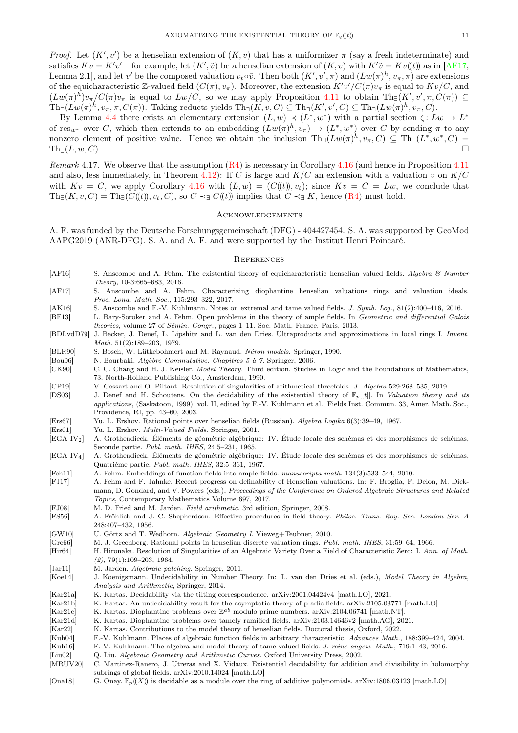*Proof.* Let $(K', v')$ be a henselian extension of $(K, v)$ that has a uniformizer $\pi$ (say a fresh indeterminate) and satisfies $Kv = K'v'$ – for example, let $(K', \tilde{v})$ be a henselian extension of $(K, v)$ with $K'\tilde{v} = Kv((t))$ as in [AF17, Lemma 2.1], and let $v'$ be the composed valuation $v_t \circ \tilde{v}$. Then both $(K', v', \pi)$ and $(Lw(\pi)^h, v_\pi, \pi)$ are extensions of the equicharacteristic $\mathbb{Z}$-valued field $(C(\pi), v_\pi)$. Moreover, the extension $K'v'/C(\pi)v_\pi$ is equal to $Kv/C$, and $(Lw(\pi)^h)v_\pi/C(\pi)v_\pi$ is equal to $Lw/C$, so we may apply Proposition 4.11 to obtain $\mathrm{Th}_\exists(K', v', \pi, C(\pi)) \subseteq \mathrm{Th}_\exists(Lw(\pi)^h, v_\pi, \pi, C(\pi))$. Taking reducts yields $\mathrm{Th}_\exists(K, v, C) \subseteq \mathrm{Th}_\exists(K', v', C) \subseteq \mathrm{Th}_\exists(Lw(\pi)^h, v_\pi, C)$.

By Lemma 4.4 there exists an elementary extension $(L, w) \prec (L^*, w^*)$ with a partial section $\zeta\colon Lw \to L^*$ of $\mathrm{res}_{w^*}$ over $C$, which then extends to an embedding $(Lw(\pi)^h, v_\pi) \to (L^*, w^*)$ over $C$ by sending $\pi$ to any nonzero element of positive value. Hence we obtain the inclusion $\mathrm{Th}_\exists(Lw(\pi)^h, v_\pi, C) \subseteq \mathrm{Th}_\exists(L^*, w^*, C) = \mathrm{Th}_\exists(L, w, C)$. $\square$

*Remark* 4.17. We observe that the assumption (R4) is necessary in Corollary 4.16 (and hence in Proposition 4.11 and also, less immediately, in Theorem 4.12): If $C$ is large and $K/C$ an extension with a valuation $v$ on $K/C$ with $Kv = C$, we apply Corollary 4.16 with $(L, w) = (C((t)), v_t)$; since $Kv = C = Lw$, we conclude that $\mathrm{Th}_\exists(K, v, C) = \mathrm{Th}_\exists(C((t)), v_t, C)$, so $C \prec_\exists C((t))$ implies that $C \prec_\exists K$, hence (R4) must hold.

## Acknowledgements

A. F. was funded by the Deutsche Forschungsgemeinschaft (DFG) - 404427454. S. A. was supported by GeoMod AAPG2019 (ANR-DFG). S. A. and A. F. and were supported by the Institut Henri Poincaré.

## References

[AF16] S. Anscombe and A. Fehm. The existential theory of equicharacteristic henselian valued fields. *Algebra & Number Theory*, 10-3:665–683, 2016.

[AF17] S. Anscombe and A. Fehm. Characterizing diophantine henselian valuations rings and valuation ideals. *Proc. Lond. Math. Soc.*, 115:293–322, 2017.

[AK16] S. Anscombe and F.-V. Kuhlmann. Notes on extremal and tame valued fields. *J. Symb. Log.*, 81(2):400–416, 2016.

[BF13] L. Bary-Soroker and A. Fehm. Open problems in the theory of ample fields. In *Geometric and differential Galois theories*, volume 27 of *Sémin. Congr.*, pages 1–11. Soc. Math. France, Paris, 2013.

[BDLvdD79] J. Becker, J. Denef, L. Lipshitz and L. van den Dries. Ultraproducts and approximations in local rings I. *Invent. Math.* 51(2):189–203, 1979.

[BLR90] S. Bosch, W. Lütkebohmert and M. Raynaud. *Néron models*. Springer, 1990.

[Bou06] N. Bourbaki. *Algèbre Commutative. Chapitres 5 à 7*. Springer, 2006.

[CK90] C. C. Chang and H. J. Keisler. *Model Theory*. Third edition. Studies in Logic and the Foundations of Mathematics, 73. North-Holland Publishing Co., Amsterdam, 1990.

[CP19] V. Cossart and O. Piltant. Resolution of singularities of arithmetical threefolds. *J. Algebra* 529:268–535, 2019.

[DS03] J. Denef and H. Schoutens. On the decidability of the existential theory of $\mathbb{F}_p[[t]]$. In *Valuation theory and its applications*, (Saskatoon, 1999), vol. II, edited by F.-V. Kuhlmann et al., Fields Inst. Commun. 33, Amer. Math. Soc., Providence, RI, pp. 43–60, 2003.

[Ers67] Yu. L. Ershov. Rational points over henselian fields (Russian). *Algebra Logika* 6(3):39–49, 1967.

[Ers01] Yu. L. Ershov. *Multi-Valued Fields*. Springer, 2001.

[EGA IV$_2$] A. Grothendieck. Éléments de géométrie algébrique: IV. Étude locale des schémas et des morphismes de schémas, Seconde partie. *Publ. math. IHES*, 24:5–231, 1965.

[EGA IV$_4$] A. Grothendieck. Éléments de géométrie algébrique: IV. Étude locale des schémas et des morphismes de schémas, Quatrième partie. *Publ. math. IHES*, 32:5–361, 1967.

[Feh11] A. Fehm. Embeddings of function fields into ample fields. *manuscripta math.* 134(3):533–544, 2010.

[FJ17] A. Fehm and F. Jahnke. Recent progress on definability of Henselian valuations. In: F. Broglia, F. Delon, M. Dickmann, D. Gondard, and V. Powers (eds.), *Proceedings of the Conference on Ordered Algebraic Structures and Related Topics*, Contemporary Mathematics Volume 697, 2017.

[FJ08] M. D. Fried and M. Jarden. *Field arithmetic*. 3rd edition, Springer, 2008.

[FS56] A. Fröhlich and J. C. Shepherdson. Effective procedures in field theory. *Philos. Trans. Roy. Soc. London Ser. A* 248:407–432, 1956.

[GW10] U. Görtz and T. Wedhorn. *Algebraic Geometry I*. Vieweg+Teubner, 2010.

[Gre66] M. J. Greenberg. Rational points in henselian discrete valuation rings. *Publ. math. IHES*, 31:59–64, 1966.

[Hir64] H. Hironaka. Resolution of Singularities of an Algebraic Variety Over a Field of Characteristic Zero: I. *Ann. of Math. (2)*, 79(1):109–203, 1964.

[Jar11] M. Jarden. *Algebraic patching*. Springer, 2011.

[Koe14] J. Koenigsmann. Undecidability in Number Theory. In: L. van den Dries et al. (eds.), *Model Theory in Algebra, Analysis and Arithmetic*, Springer, 2014.

[Kar21a] K. Kartas. Decidability via the tilting correspondence. arXiv:2001.04424v4 [math.LO], 2021.

[Kar21b] K. Kartas. An undecidability result for the asymptotic theory of p-adic fields. arXiv:2105.03771 [math.LO]

[Kar21c] K. Kartas. Diophantine problems over $\mathbb{Z}^{ab}$ modulo prime numbers. arXiv:2104.06741 [math.NT].

[Kar21d] K. Kartas. Diophantine problems over tamely ramified fields. arXiv:2103.14646v2 [math.AG], 2021.

[Kar22] K. Kartas. Contributions to the model theory of henselian fields. Doctoral thesis, Oxford, 2022.

[Kuh04] F.-V. Kuhlmann. Places of algebraic function fields in arbitrary characteristic. *Advances Math.*, 188:399–424, 2004.

[Kuh16] F.-V. Kuhlmann. The algebra and model theory of tame valued fields. *J. reine angew. Math.*, 719:1–43, 2016.

[Liu02] Q. Liu. *Algebraic Geometry and Arithmetic Curves*. Oxford University Press, 2002.

[MRUV20] C. Martinez-Ranero, J. Utreras and X. Vidaux. Existential decidability for addition and divisibility in holomorphy subrings of global fields. arXiv:2010.14024 [math.LO]

[Ona18] G. Onay. $\mathbb{F}_p((X))$ is decidable as a module over the ring of additive polynomials. arXiv:1806.03123 [math.LO]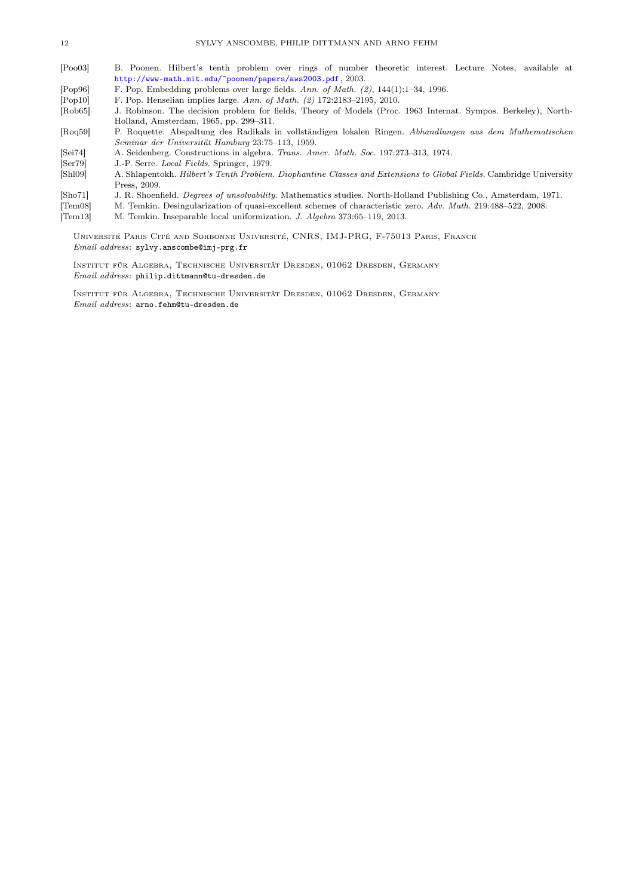[Poo03] B. Poonen. Hilbert's tenth problem over rings of number theoretic interest. Lecture Notes, available at http://www-math.mit.edu/~poonen/papers/aws2003.pdf, 2003.

[Pop96] F. Pop. Embedding problems over large fields. *Ann. of Math. (2)*, 144(1):1–34, 1996.

[Pop10] F. Pop. Henselian implies large. *Ann. of Math. (2)* 172:2183–2195, 2010.

[Rob65] J. Robinson. The decision problem for fields, Theory of Models (Proc. 1963 Internat. Sympos. Berkeley), North-Holland, Amsterdam, 1965, pp. 299–311.

[Roq59] P. Roquette. Abspaltung des Radikals in vollständigen lokalen Ringen. *Abhandlungen aus dem Mathematischen Seminar der Universität Hamburg* 23:75–113, 1959.

[Sei74] A. Seidenberg. Constructions in algebra. *Trans. Amer. Math. Soc.* 197:273–313, 1974.

[Ser79] J.-P. Serre. *Local Fields*. Springer, 1979.

[Shl09] A. Shlapentokh. *Hilbert's Tenth Problem. Diophantine Classes and Extensions to Global Fields.* Cambridge University Press, 2009.

[Sho71] J. R. Shoenfield. *Degrees of unsolvability*. Mathematics studies. North-Holland Publishing Co., Amsterdam, 1971.

[Tem08] M. Temkin. Desingularization of quasi-excellent schemes of characteristic zero. *Adv. Math.* 219:488–522, 2008.

[Tem13] M. Temkin. Inseparable local uniformization. *J. Algebra* 373:65–119, 2013.

Université Paris Cité and Sorbonne Université, CNRS, IMJ-PRG, F-75013 Paris, France
*Email address*: sylvy.anscombe@imj-prg.fr

Institut für Algebra, Technische Universität Dresden, 01062 Dresden, Germany
*Email address*: philip.dittmann@tu-dresden.de

Institut für Algebra, Technische Universität Dresden, 01062 Dresden, Germany
*Email address*: arno.fehm@tu-dresden.de